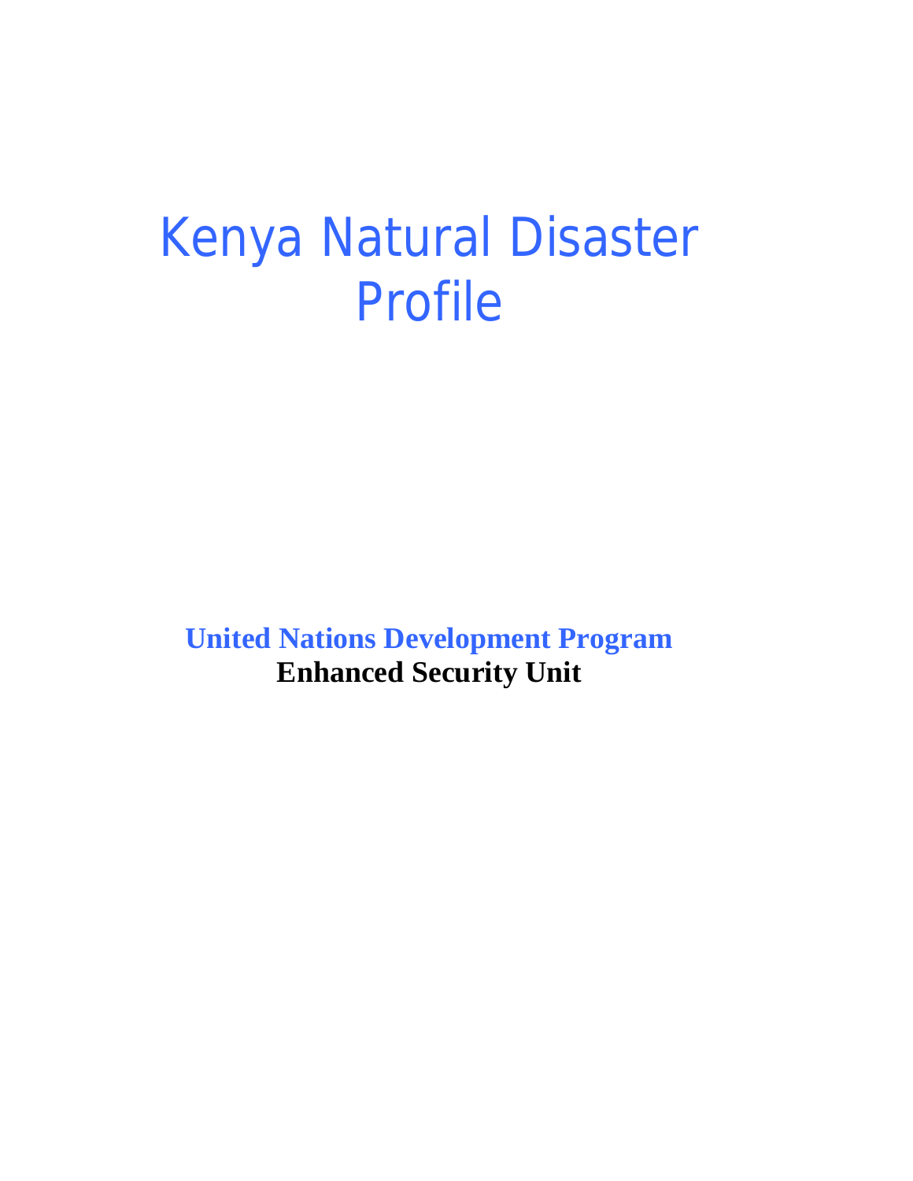# Kenya Natural Disaster Profile

**United Nations Development Program**
**Enhanced Security Unit**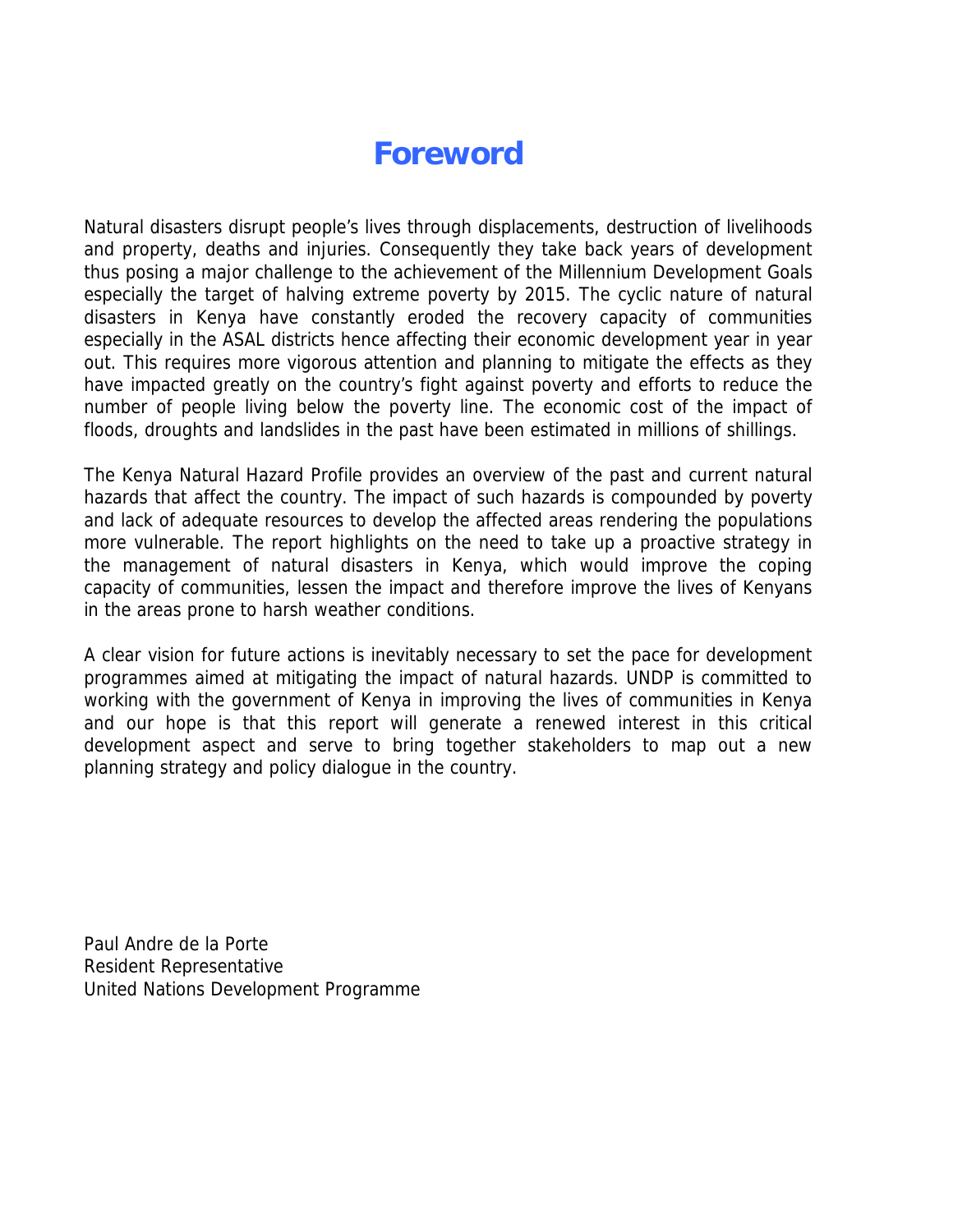# Foreword

Natural disasters disrupt people's lives through displacements, destruction of livelihoods and property, deaths and injuries. Consequently they take back years of development thus posing a major challenge to the achievement of the Millennium Development Goals especially the target of halving extreme poverty by 2015. The cyclic nature of natural disasters in Kenya have constantly eroded the recovery capacity of communities especially in the ASAL districts hence affecting their economic development year in year out. This requires more vigorous attention and planning to mitigate the effects as they have impacted greatly on the country's fight against poverty and efforts to reduce the number of people living below the poverty line. The economic cost of the impact of floods, droughts and landslides in the past have been estimated in millions of shillings.

The Kenya Natural Hazard Profile provides an overview of the past and current natural hazards that affect the country. The impact of such hazards is compounded by poverty and lack of adequate resources to develop the affected areas rendering the populations more vulnerable. The report highlights on the need to take up a proactive strategy in the management of natural disasters in Kenya, which would improve the coping capacity of communities, lessen the impact and therefore improve the lives of Kenyans in the areas prone to harsh weather conditions.

A clear vision for future actions is inevitably necessary to set the pace for development programmes aimed at mitigating the impact of natural hazards. UNDP is committed to working with the government of Kenya in improving the lives of communities in Kenya and our hope is that this report will generate a renewed interest in this critical development aspect and serve to bring together stakeholders to map out a new planning strategy and policy dialogue in the country.

Paul Andre de la Porte
Resident Representative
United Nations Development Programme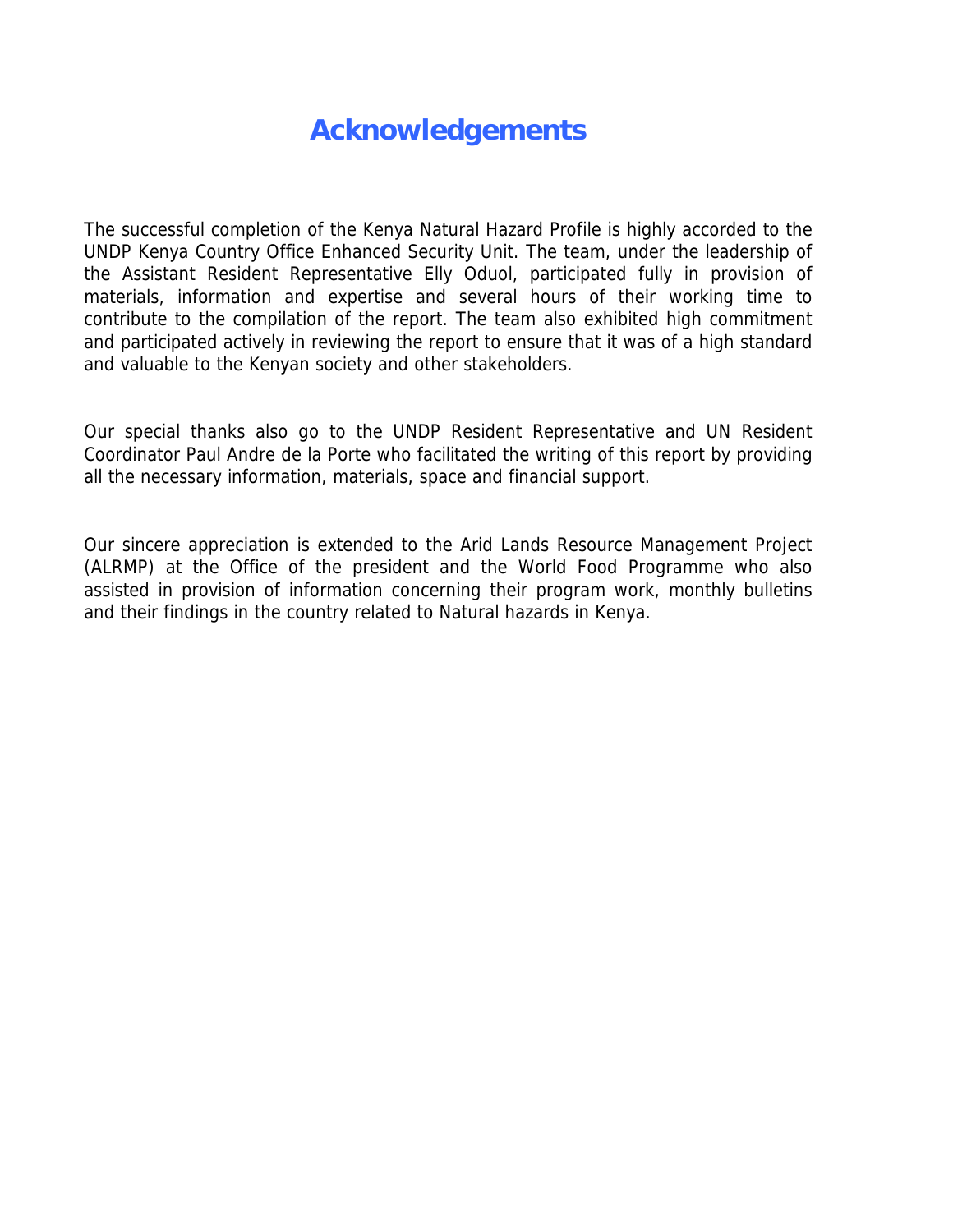# Acknowledgements

The successful completion of the Kenya Natural Hazard Profile is highly accorded to the UNDP Kenya Country Office Enhanced Security Unit. The team, under the leadership of the Assistant Resident Representative Elly Oduol, participated fully in provision of materials, information and expertise and several hours of their working time to contribute to the compilation of the report. The team also exhibited high commitment and participated actively in reviewing the report to ensure that it was of a high standard and valuable to the Kenyan society and other stakeholders.

Our special thanks also go to the UNDP Resident Representative and UN Resident Coordinator Paul Andre de la Porte who facilitated the writing of this report by providing all the necessary information, materials, space and financial support.

Our sincere appreciation is extended to the Arid Lands Resource Management Project (ALRMP) at the Office of the president and the World Food Programme who also assisted in provision of information concerning their program work, monthly bulletins and their findings in the country related to Natural hazards in Kenya.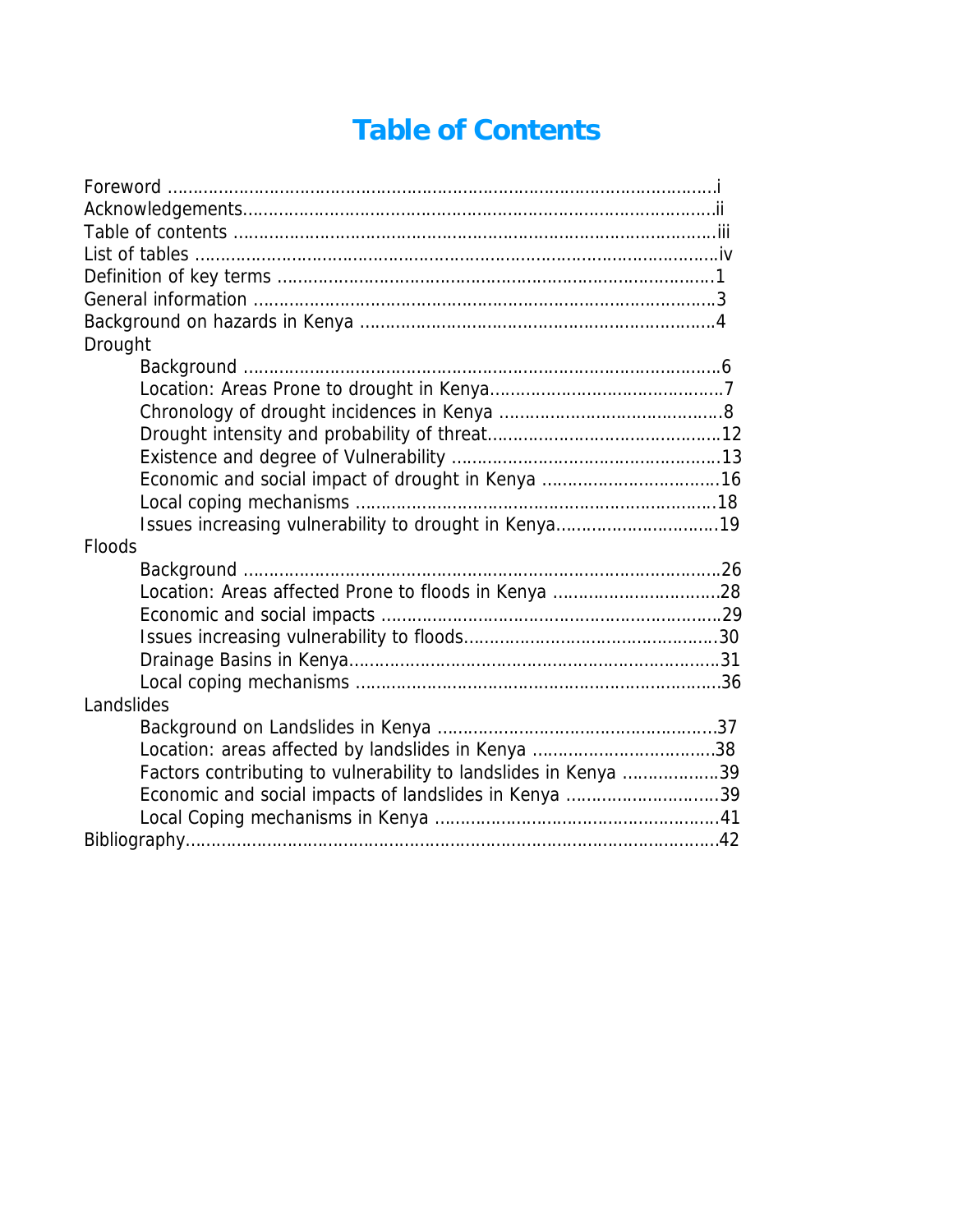# Table of Contents

Foreword ..........................................................................................................i
Acknowledgements.............................................................................................ii
Table of contents ...............................................................................................iii
List of tables ......................................................................................................iv
Definition of key terms .......................................................................................1
General information ...........................................................................................3
Background on hazards in Kenya .......................................................................4
Drougth
- Background ...............................................................................................6
- Location: Areas Prone to drought in Kenya..............................................7
- Chronology of drought incidences in Kenya ............................................8
- Drought intensity and probability of threat.............................................12
- Existence and degree of Vulnerability .....................................................13
- Economic and social impact of drought in Kenya ....................................16
- Local coping mechanisms .......................................................................18
- Issues increasing vulnerability to drought in Kenya.................................19

Floods
- Background ..............................................................................................26
- Location: Areas affected Prone to floods in Kenya ..................................28
- Economic and social impacts ..................................................................29
- Issues increasing vulnerability to floods..................................................30
- Drainage Basins in Kenya........................................................................31
- Local coping mechanisms .......................................................................36

Landslides
- Background on Landslides in Kenya .......................................................37
- Location: areas affected by landslides in Kenya ....................................38
- Factors contributing to vulnerability to landslides in Kenya ...................39
- Economic and social impacts of landslides in Kenya ..............................39
- Local Coping mechanisms in Kenya ........................................................41

Bibliography.......................................................................................................42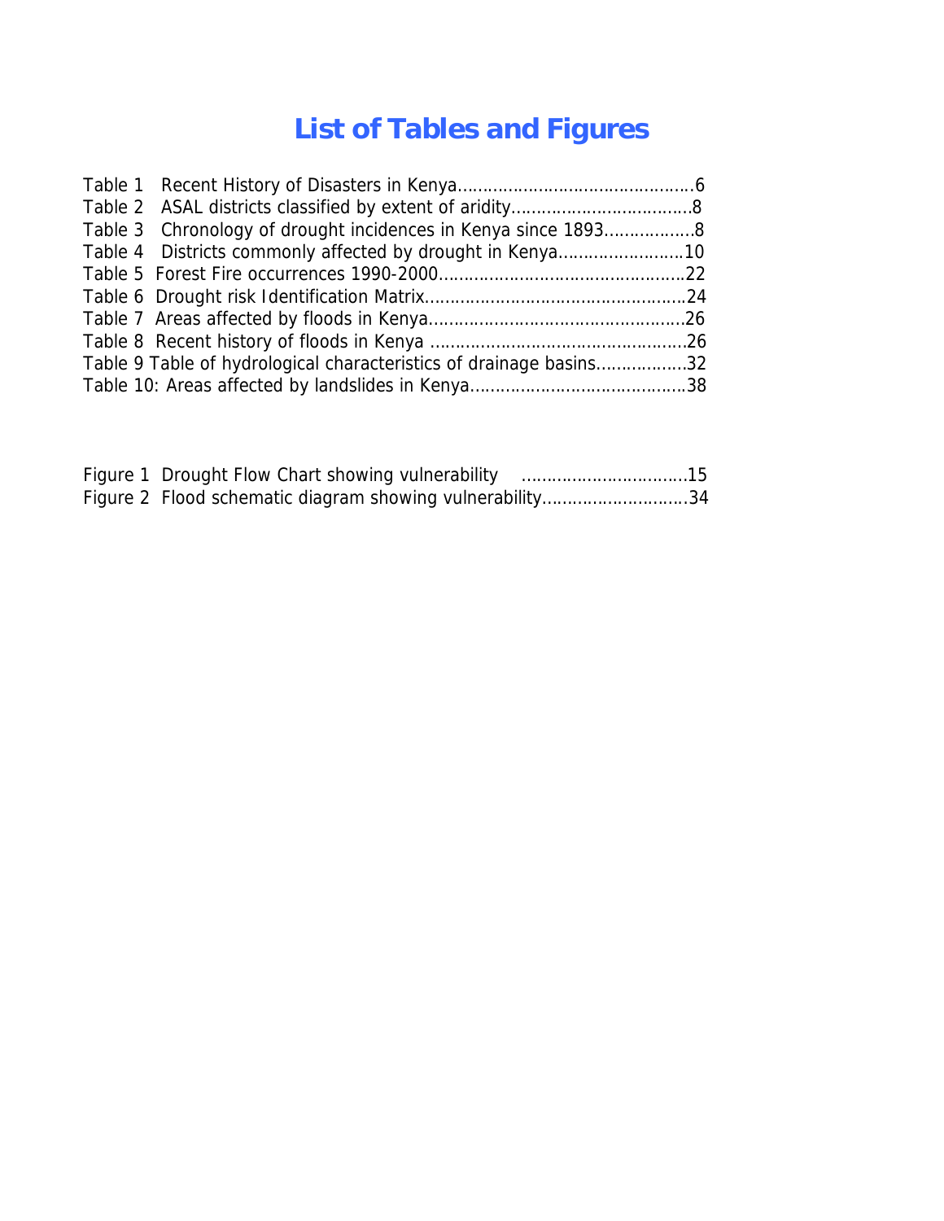# List of Tables and Figures

Table 1 Recent History of Disasters in Kenya………………………………………6
Table 2 ASAL districts classified by extent of aridity………………………………8
Table 3 Chronology of drought incidences in Kenya since 1893………………8
Table 4 Districts commonly affected by drought in Kenya……………………10
Table 5 Forest Fire occurrences 1990-2000…………………………………………22
Table 6 Drought risk Identification Matrix…………………………………………24
Table 7 Areas affected by floods in Kenya…………………………………………26
Table 8 Recent history of floods in Kenya …………………………………………26
Table 9 Table of hydrological characteristics of drainage basins………………32
Table 10: Areas affected by landslides in Kenya……………………………………38

Figure 1 Drought Flow Chart showing vulnerability ……………………………15
Figure 2 Flood schematic diagram showing vulnerability………………………34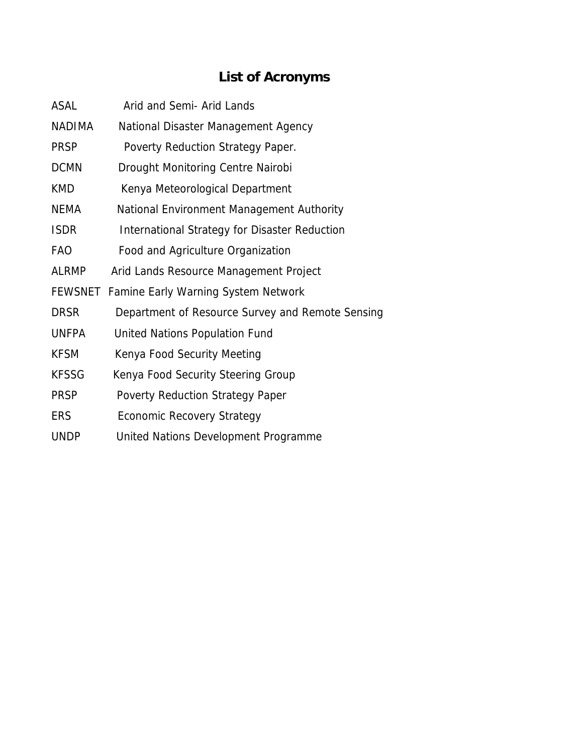# List of Acronyms

| | |
|---|---|
| ASAL | Arid and Semi- Arid Lands |
| NADIMA | National Disaster Management Agency |
| PRSP | Poverty Reduction Strategy Paper. |
| DCMN | Drought Monitoring Centre Nairobi |
| KMD | Kenya Meteorological Department |
| NEMA | National Environment Management Authority |
| ISDR | International Strategy for Disaster Reduction |
| FAO | Food and Agriculture Organization |
| ALRMP | Arid Lands Resource Management Project |
| FEWSNET | Famine Early Warning System Network |
| DRSR | Department of Resource Survey and Remote Sensing |
| UNFPA | United Nations Population Fund |
| KFSM | Kenya Food Security Meeting |
| KFSSG | Kenya Food Security Steering Group |
| PRSP | Poverty Reduction Strategy Paper |
| ERS | Economic Recovery Strategy |
| UNDP | United Nations Development Programme |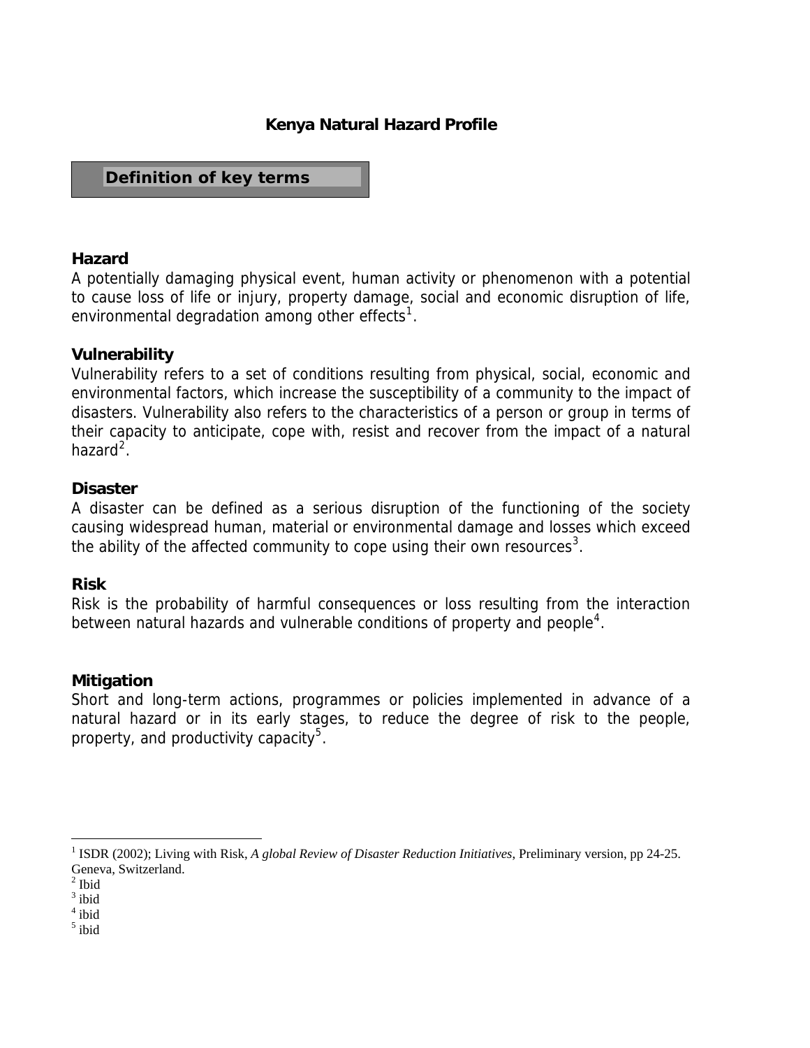# Kenya Natural Hazard Profile

## Definition of key terms

### Hazard

A potentially damaging physical event, human activity or phenomenon with a potential to cause loss of life or injury, property damage, social and economic disruption of life, environmental degradation among other effects[1].

### Vulnerability

Vulnerability refers to a set of conditions resulting from physical, social, economic and environmental factors, which increase the susceptibility of a community to the impact of disasters. Vulnerability also refers to the characteristics of a person or group in terms of their capacity to anticipate, cope with, resist and recover from the impact of a natural hazard[2].

### Disaster

A disaster can be defined as a serious disruption of the functioning of the society causing widespread human, material or environmental damage and losses which exceed the ability of the affected community to cope using their own resources[3].

### Risk

Risk is the probability of harmful consequences or loss resulting from the interaction between natural hazards and vulnerable conditions of property and people[4].

### Mitigation

Short and long-term actions, programmes or policies implemented in advance of a natural hazard or in its early stages, to reduce the degree of risk to the people, property, and productivity capacity[5].

---

[1] ISDR (2002); Living with Risk, *A global Review of Disaster Reduction Initiatives*, Preliminary version, pp 24-25. Geneva, Switzerland.

[2] Ibid

[3] ibid

[4] ibid

[5] ibid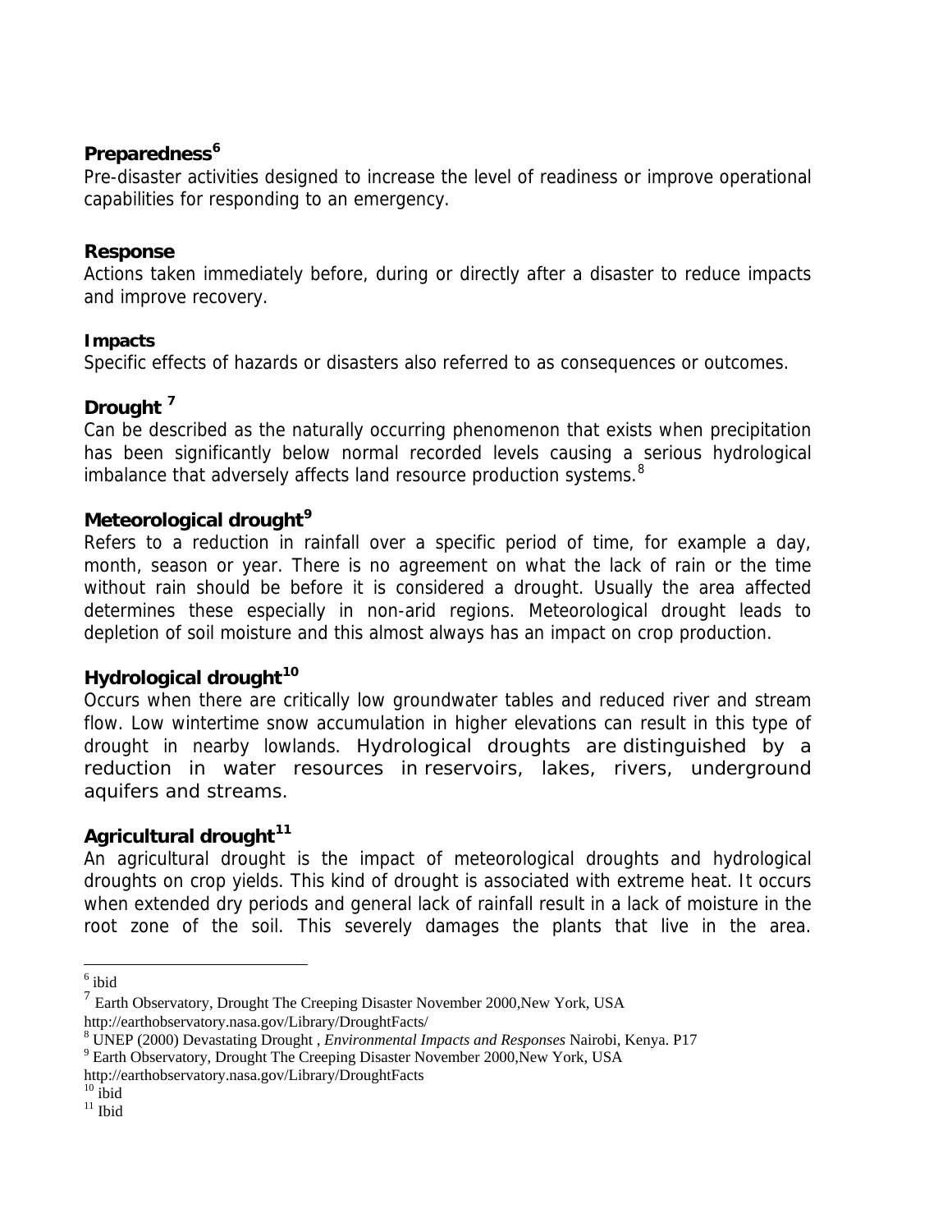**Preparedness**[6]

Pre-disaster activities designed to increase the level of readiness or improve operational capabilities for responding to an emergency.

**Response**

Actions taken immediately before, during or directly after a disaster to reduce impacts and improve recovery.

**Impacts**

Specific effects of hazards or disasters also referred to as consequences or outcomes.

**Drought** [7]

Can be described as the naturally occurring phenomenon that exists when precipitation has been significantly below normal recorded levels causing a serious hydrological imbalance that adversely affects land resource production systems.[8]

**Meteorological drought**[9]

Refers to a reduction in rainfall over a specific period of time, for example a day, month, season or year. There is no agreement on what the lack of rain or the time without rain should be before it is considered a drought. Usually the area affected determines these especially in non-arid regions. Meteorological drought leads to depletion of soil moisture and this almost always has an impact on crop production.

**Hydrological drought**[10]

Occurs when there are critically low groundwater tables and reduced river and stream flow. Low wintertime snow accumulation in higher elevations can result in this type of drought in nearby lowlands. Hydrological droughts are distinguished by a reduction in water resources in reservoirs, lakes, rivers, underground aquifers and streams.

**Agricultural drought**[11]

An agricultural drought is the impact of meteorological droughts and hydrological droughts on crop yields. This kind of drought is associated with extreme heat. It occurs when extended dry periods and general lack of rainfall result in a lack of moisture in the root zone of the soil. This severely damages the plants that live in the area.

---

[6] ibid

[7] Earth Observatory, Drought The Creeping Disaster November 2000,New York, USA http://earthobservatory.nasa.gov/Library/DroughtFacts/

[8] UNEP (2000) Devastating Drought , *Environmental Impacts and Responses* Nairobi, Kenya. P17

[9] Earth Observatory, Drought The Creeping Disaster November 2000,New York, USA http://earthobservatory.nasa.gov/Library/DroughtFacts

[10] ibid

[11] Ibid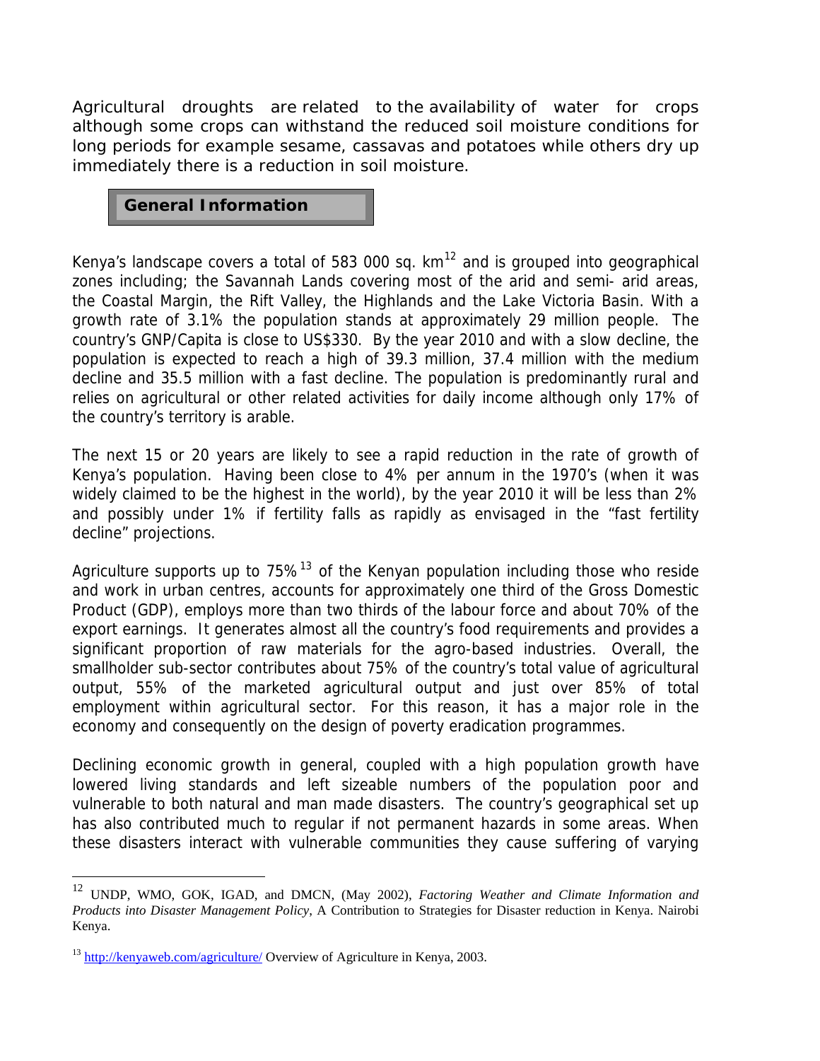Agricultural droughts are related to the availability of water for crops although some crops can withstand the reduced soil moisture conditions for long periods for example sesame, cassavas and potatoes while others dry up immediately there is a reduction in soil moisture.

## General Information

Kenya's landscape covers a total of 583 000 sq. km[12] and is grouped into geographical zones including; the Savannah Lands covering most of the arid and semi- arid areas, the Coastal Margin, the Rift Valley, the Highlands and the Lake Victoria Basin. With a growth rate of 3.1% the population stands at approximately 29 million people. The country's GNP/Capita is close to US$330. By the year 2010 and with a slow decline, the population is expected to reach a high of 39.3 million, 37.4 million with the medium decline and 35.5 million with a fast decline. The population is predominantly rural and relies on agricultural or other related activities for daily income although only 17% of the country's territory is arable.

The next 15 or 20 years are likely to see a rapid reduction in the rate of growth of Kenya's population. Having been close to 4% per annum in the 1970's (when it was widely claimed to be the highest in the world), by the year 2010 it will be less than 2% and possibly under 1% if fertility falls as rapidly as envisaged in the "fast fertility decline" projections.

Agriculture supports up to 75%[13] of the Kenyan population including those who reside and work in urban centres, accounts for approximately one third of the Gross Domestic Product (GDP), employs more than two thirds of the labour force and about 70% of the export earnings. It generates almost all the country's food requirements and provides a significant proportion of raw materials for the agro-based industries. Overall, the smallholder sub-sector contributes about 75% of the country's total value of agricultural output, 55% of the marketed agricultural output and just over 85% of total employment within agricultural sector. For this reason, it has a major role in the economy and consequently on the design of poverty eradication programmes.

Declining economic growth in general, coupled with a high population growth have lowered living standards and left sizeable numbers of the population poor and vulnerable to both natural and man made disasters. The country's geographical set up has also contributed much to regular if not permanent hazards in some areas. When these disasters interact with vulnerable communities they cause suffering of varying

---

[12] UNDP, WMO, GOK, IGAD, and DMCN, (May 2002), *Factoring Weather and Climate Information and Products into Disaster Management Policy*, A Contribution to Strategies for Disaster reduction in Kenya. Nairobi Kenya.

[13] http://kenyaweb.com/agriculture/ Overview of Agriculture in Kenya, 2003.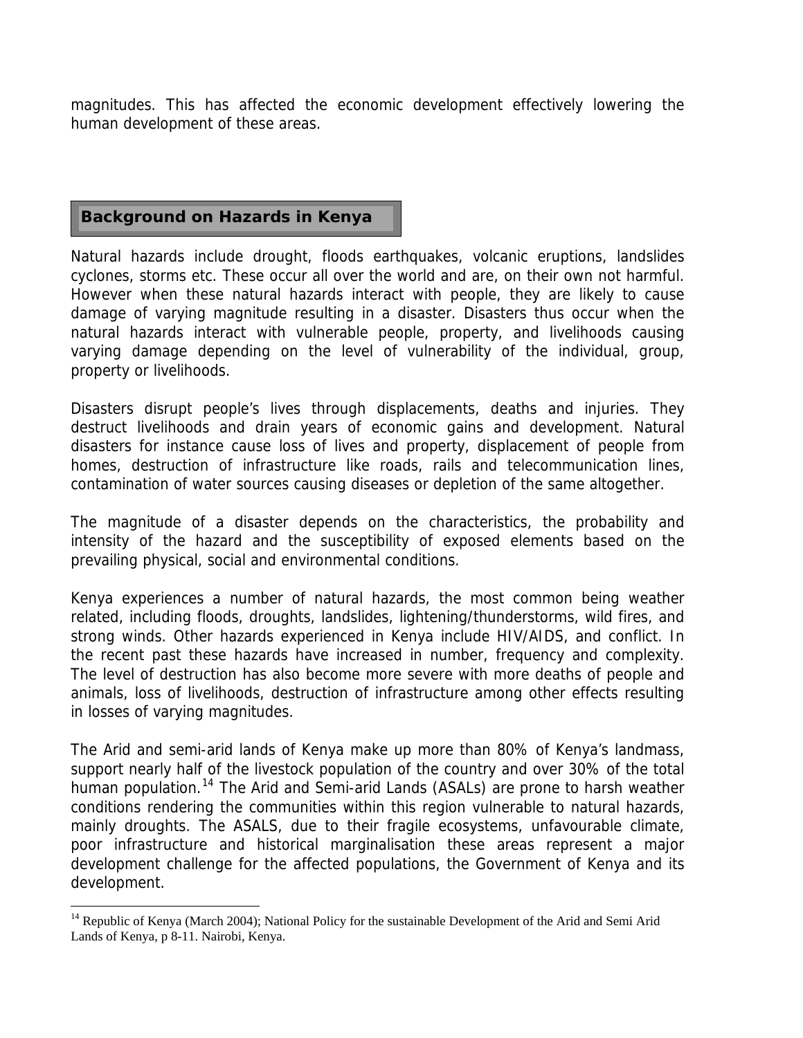magnitudes. This has affected the economic development effectively lowering the human development of these areas.

## Background on Hazards in Kenya

Natural hazards include drought, floods earthquakes, volcanic eruptions, landslides cyclones, storms etc. These occur all over the world and are, on their own not harmful. However when these natural hazards interact with people, they are likely to cause damage of varying magnitude resulting in a disaster. Disasters thus occur when the natural hazards interact with vulnerable people, property, and livelihoods causing varying damage depending on the level of vulnerability of the individual, group, property or livelihoods.

Disasters disrupt people's lives through displacements, deaths and injuries. They destruct livelihoods and drain years of economic gains and development. Natural disasters for instance cause loss of lives and property, displacement of people from homes, destruction of infrastructure like roads, rails and telecommunication lines, contamination of water sources causing diseases or depletion of the same altogether.

The magnitude of a disaster depends on the characteristics, the probability and intensity of the hazard and the susceptibility of exposed elements based on the prevailing physical, social and environmental conditions.

Kenya experiences a number of natural hazards, the most common being weather related, including floods, droughts, landslides, lightening/thunderstorms, wild fires, and strong winds. Other hazards experienced in Kenya include HIV/AIDS, and conflict. In the recent past these hazards have increased in number, frequency and complexity. The level of destruction has also become more severe with more deaths of people and animals, loss of livelihoods, destruction of infrastructure among other effects resulting in losses of varying magnitudes.

The Arid and semi-arid lands of Kenya make up more than 80% of Kenya's landmass, support nearly half of the livestock population of the country and over 30% of the total human population.[14] The Arid and Semi-arid Lands (ASALs) are prone to harsh weather conditions rendering the communities within this region vulnerable to natural hazards, mainly droughts. The ASALS, due to their fragile ecosystems, unfavourable climate, poor infrastructure and historical marginalisation these areas represent a major development challenge for the affected populations, the Government of Kenya and its development.

[14] Republic of Kenya (March 2004); National Policy for the sustainable Development of the Arid and Semi Arid Lands of Kenya, p 8-11. Nairobi, Kenya.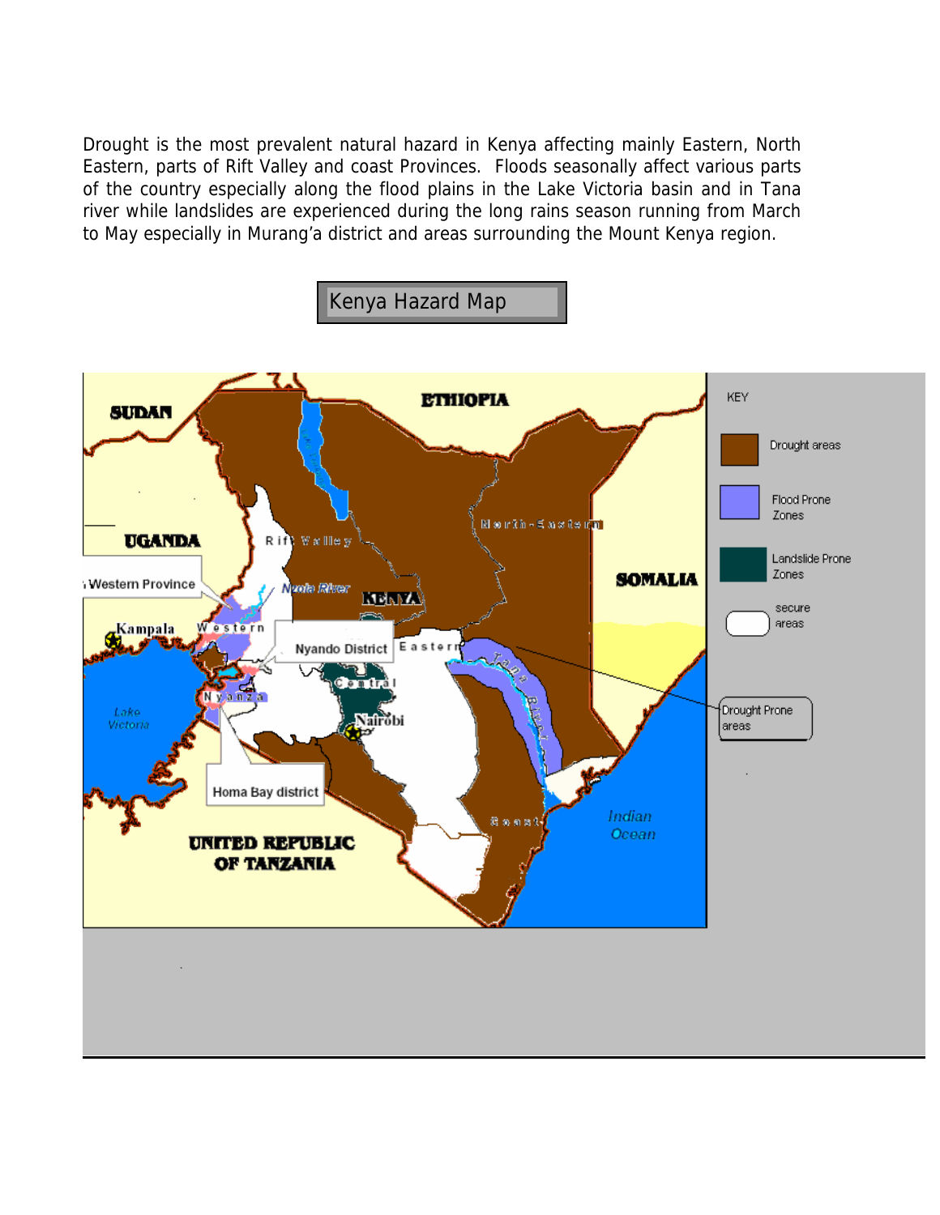Drought is the most prevalent natural hazard in Kenya affecting mainly Eastern, North Eastern, parts of Rift Valley and coast Provinces. Floods seasonally affect various parts of the country especially along the flood plains in the Lake Victoria basin and in Tana river while landslides are experienced during the long rains season running from March to May especially in Murang'a district and areas surrounding the Mount Kenya region.

Kenya Hazard Map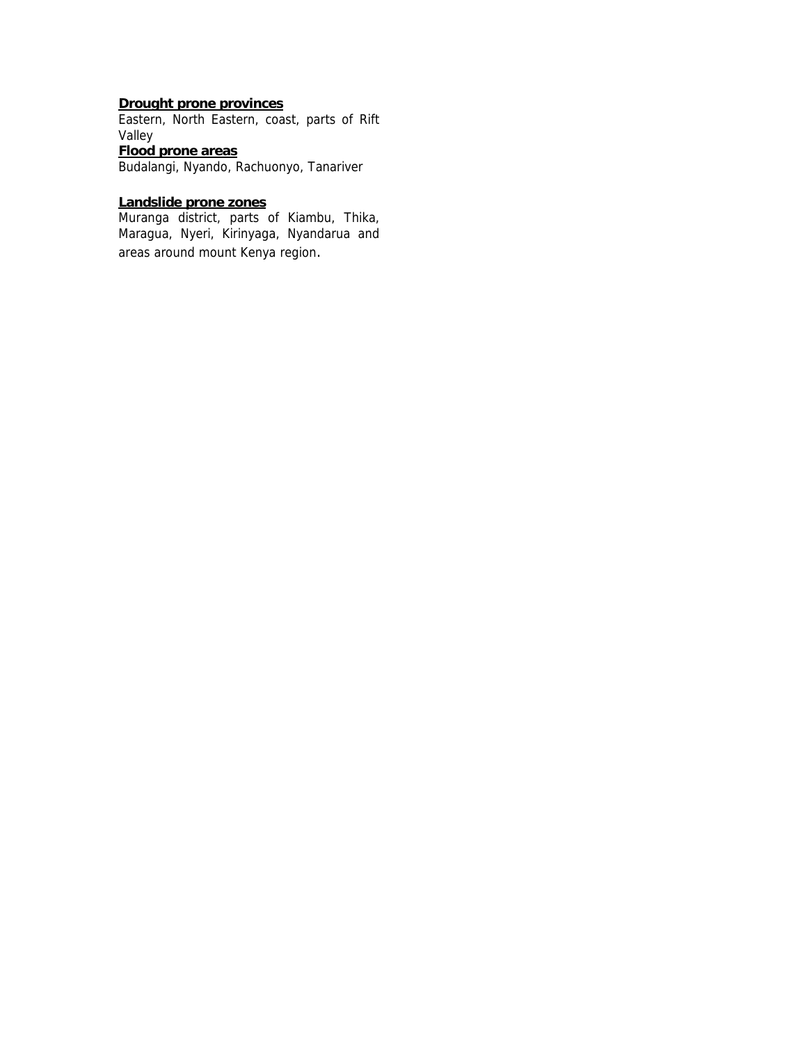**<u>Drought prone provinces</u>**

Eastern, North Eastern, coast, parts of Rift Valley

**<u>Flood prone areas</u>**

Budalangi, Nyando, Rachuonyo, Tanariver

**<u>Landslide prone zones</u>**

Muranga district, parts of Kiambu, Thika, Maragua, Nyeri, Kirinyaga, Nyandarua and areas around mount Kenya region.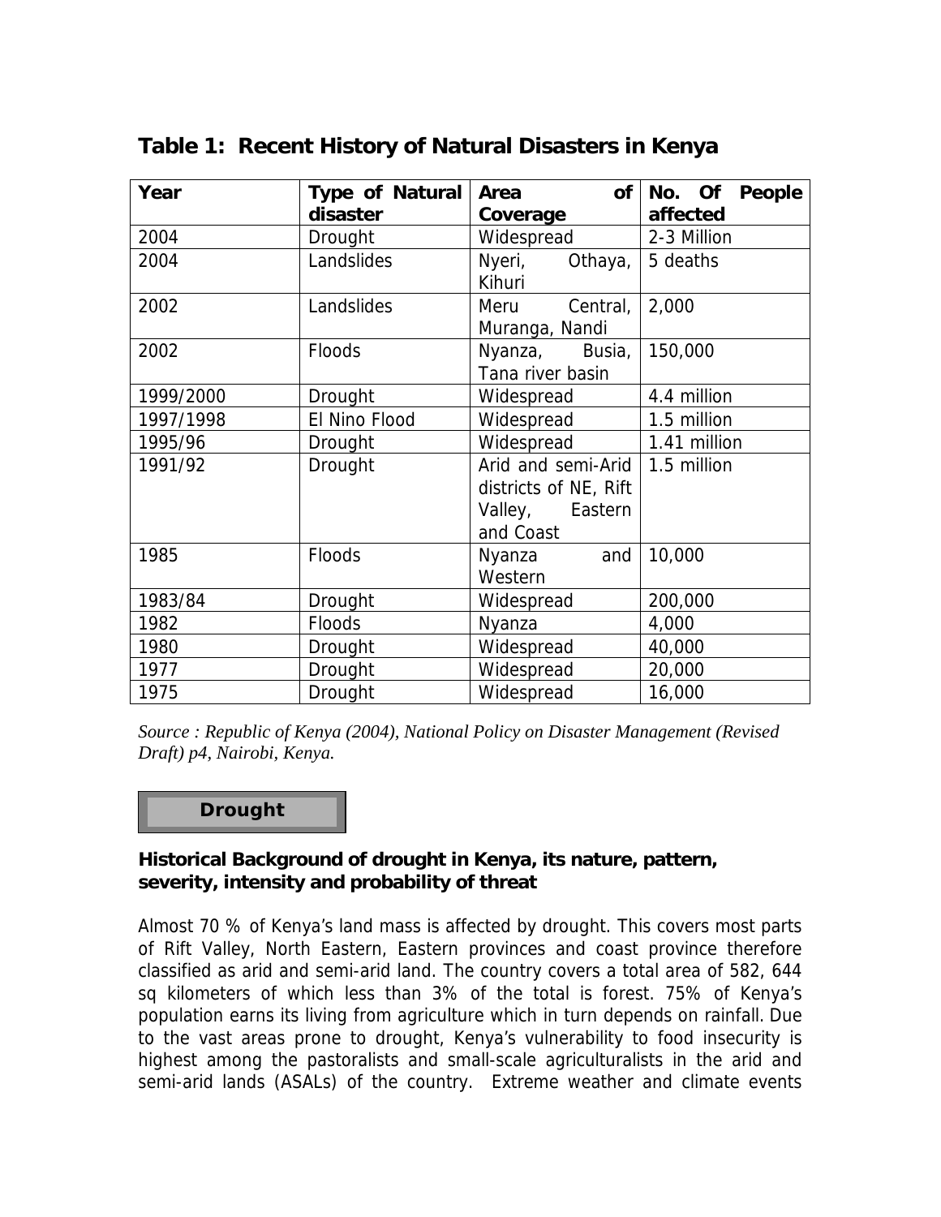## Table 1: Recent History of Natural Disasters in Kenya

| Year | Type of Natural disaster | Area of Coverage | No. Of People affected |
|---|---|---|---|
| 2004 | Drought | Widespread | 2-3 Million |
| 2004 | Landslides | Nyeri, Othaya, Kihuri | 5 deaths |
| 2002 | Landslides | Meru Central, Muranga, Nandi | 2,000 |
| 2002 | Floods | Nyanza, Busia, Tana river basin | 150,000 |
| 1999/2000 | Drought | Widespread | 4.4 million |
| 1997/1998 | El Nino Flood | Widespread | 1.5 million |
| 1995/96 | Drought | Widespread | 1.41 million |
| 1991/92 | Drought | Arid and semi-Arid districts of NE, Rift Valley, Eastern and Coast | 1.5 million |
| 1985 | Floods | Nyanza and Western | 10,000 |
| 1983/84 | Drought | Widespread | 200,000 |
| 1982 | Floods | Nyanza | 4,000 |
| 1980 | Drought | Widespread | 40,000 |
| 1977 | Drought | Widespread | 20,000 |
| 1975 | Drought | Widespread | 16,000 |

*Source : Republic of Kenya (2004), National Policy on Disaster Management (Revised Draft) p4, Nairobi, Kenya.*

## Drought

### Historical Background of drought in Kenya, its nature, pattern, severity, intensity and probability of threat

Almost 70 % of Kenya's land mass is affected by drought. This covers most parts of Rift Valley, North Eastern, Eastern provinces and coast province therefore classified as arid and semi-arid land. The country covers a total area of 582, 644 sq kilometers of which less than 3% of the total is forest. 75% of Kenya's population earns its living from agriculture which in turn depends on rainfall. Due to the vast areas prone to drought, Kenya's vulnerability to food insecurity is highest among the pastoralists and small-scale agriculturalists in the arid and semi-arid lands (ASALs) of the country. Extreme weather and climate events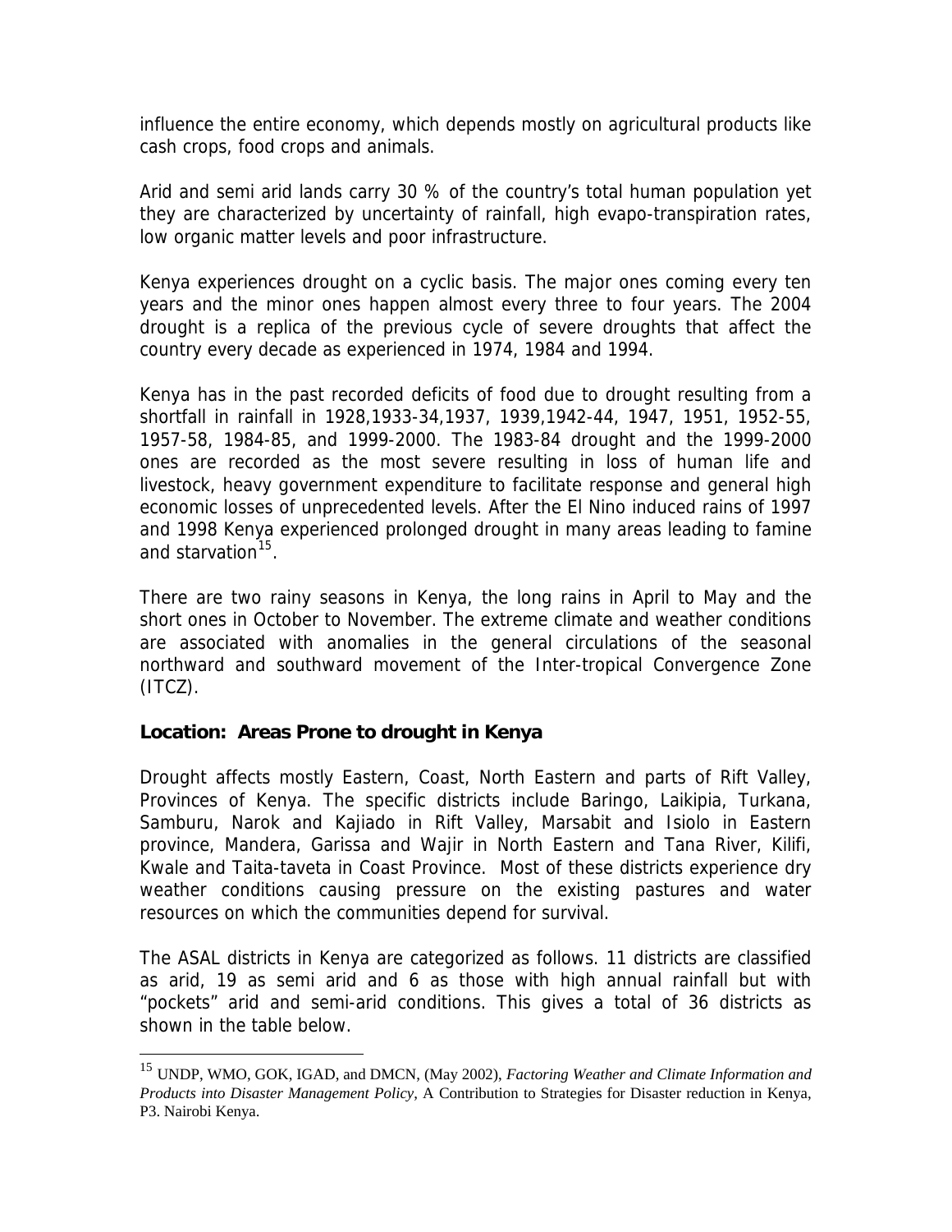influence the entire economy, which depends mostly on agricultural products like cash crops, food crops and animals.

Arid and semi arid lands carry 30 % of the country's total human population yet they are characterized by uncertainty of rainfall, high evapo-transpiration rates, low organic matter levels and poor infrastructure.

Kenya experiences drought on a cyclic basis. The major ones coming every ten years and the minor ones happen almost every three to four years. The 2004 drought is a replica of the previous cycle of severe droughts that affect the country every decade as experienced in 1974, 1984 and 1994.

Kenya has in the past recorded deficits of food due to drought resulting from a shortfall in rainfall in 1928,1933-34,1937, 1939,1942-44, 1947, 1951, 1952-55, 1957-58, 1984-85, and 1999-2000. The 1983-84 drought and the 1999-2000 ones are recorded as the most severe resulting in loss of human life and livestock, heavy government expenditure to facilitate response and general high economic losses of unprecedented levels. After the El Nino induced rains of 1997 and 1998 Kenya experienced prolonged drought in many areas leading to famine and starvation[15].

There are two rainy seasons in Kenya, the long rains in April to May and the short ones in October to November. The extreme climate and weather conditions are associated with anomalies in the general circulations of the seasonal northward and southward movement of the Inter-tropical Convergence Zone (ITCZ).

### Location: Areas Prone to drought in Kenya

Drought affects mostly Eastern, Coast, North Eastern and parts of Rift Valley, Provinces of Kenya. The specific districts include Baringo, Laikipia, Turkana, Samburu, Narok and Kajiado in Rift Valley, Marsabit and Isiolo in Eastern province, Mandera, Garissa and Wajir in North Eastern and Tana River, Kilifi, Kwale and Taita-taveta in Coast Province. Most of these districts experience dry weather conditions causing pressure on the existing pastures and water resources on which the communities depend for survival.

The ASAL districts in Kenya are categorized as follows. 11 districts are classified as arid, 19 as semi arid and 6 as those with high annual rainfall but with "pockets" arid and semi-arid conditions. This gives a total of 36 districts as shown in the table below.

---

[15] UNDP, WMO, GOK, IGAD, and DMCN, (May 2002), *Factoring Weather and Climate Information and Products into Disaster Management Policy*, A Contribution to Strategies for Disaster reduction in Kenya, P3. Nairobi Kenya.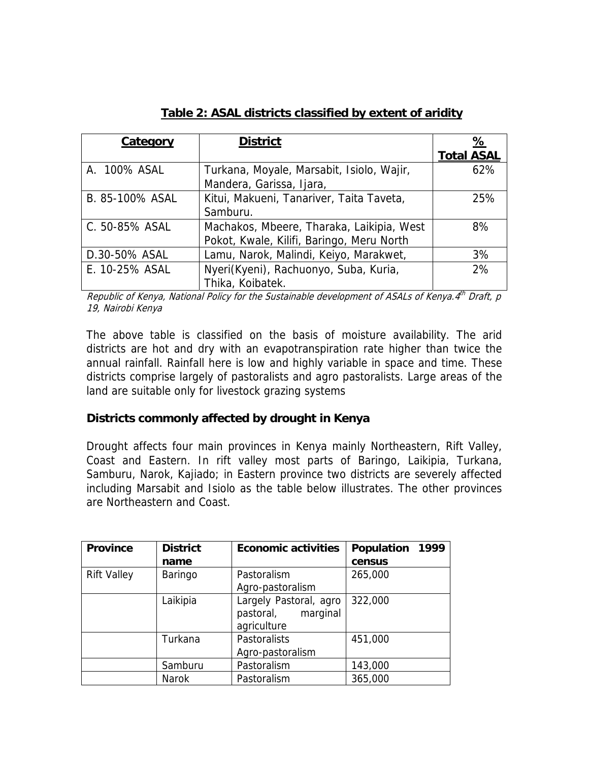**Table 2: ASAL districts classified by extent of aridity**

| Category | District | % Total ASAL |
|---|---|---|
| A. 100% ASAL | Turkana, Moyale, Marsabit, Isiolo, Wajir, Mandera, Garissa, Ijara, | 62% |
| B. 85-100% ASAL | Kitui, Makueni, Tanariver, Taita Taveta, Samburu. | 25% |
| C. 50-85% ASAL | Machakos, Mbeere, Tharaka, Laikipia, West Pokot, Kwale, Kilifi, Baringo, Meru North | 8% |
| D.30-50% ASAL | Lamu, Narok, Malindi, Keiyo, Marakwet, | 3% |
| E. 10-25% ASAL | Nyeri(Kyeni), Rachuonyo, Suba, Kuria, Thika, Koibatek. | 2% |

*Republic of Kenya, National Policy for the Sustainable development of ASALs of Kenya.4th Draft, p 19, Nairobi Kenya*

The above table is classified on the basis of moisture availability. The arid districts are hot and dry with an evapotranspiration rate higher than twice the annual rainfall. Rainfall here is low and highly variable in space and time. These districts comprise largely of pastoralists and agro pastoralists. Large areas of the land are suitable only for livestock grazing systems

### Districts commonly affected by drought in Kenya

Drought affects four main provinces in Kenya mainly Northeastern, Rift Valley, Coast and Eastern. In rift valley most parts of Baringo, Laikipia, Turkana, Samburu, Narok, Kajiado; in Eastern province two districts are severely affected including Marsabit and Isiolo as the table below illustrates. The other provinces are Northeastern and Coast.

| Province | District name | Economic activities | Population 1999 census |
|---|---|---|---|
| Rift Valley | Baringo | Pastoralism Agro-pastoralism | 265,000 |
| | Laikipia | Largely Pastoral, agro pastoral, marginal agriculture | 322,000 |
| | Turkana | Pastoralists Agro-pastoralism | 451,000 |
| | Samburu | Pastoralism | 143,000 |
| | Narok | Pastoralism | 365,000 |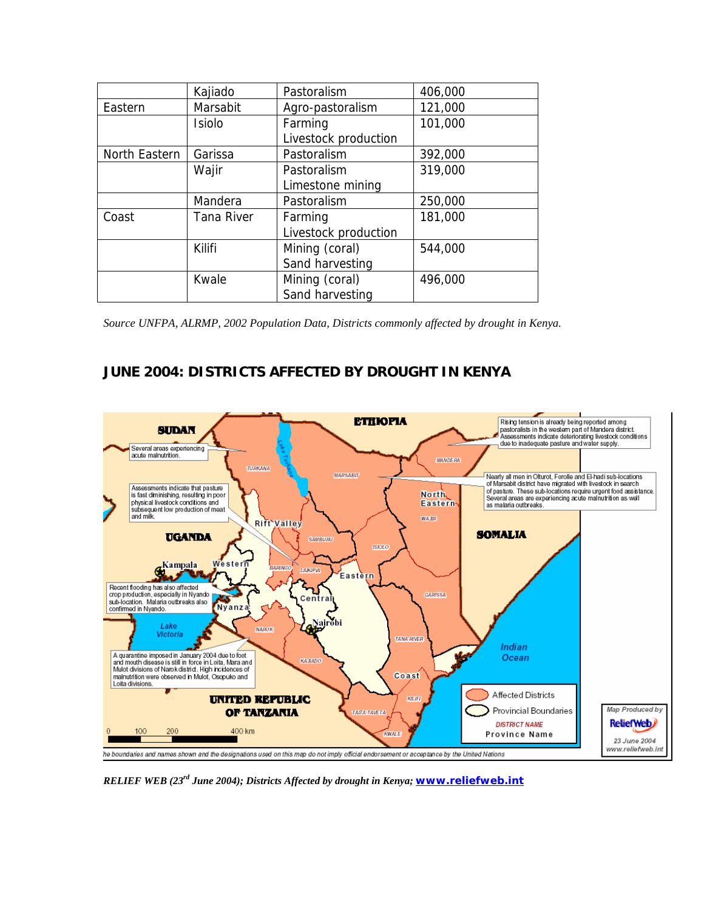|  | Kajiado | Pastoralism | 406,000 |
|---|---|---|---|
| Eastern | Marsabit | Agro-pastoralism | 121,000 |
|  | Isiolo | Farming<br>Livestock production | 101,000 |
| North Eastern | Garissa | Pastoralism | 392,000 |
|  | Wajir | Pastoralism<br>Limestone mining | 319,000 |
|  | Mandera | Pastoralism | 250,000 |
| Coast | Tana River | Farming<br>Livestock production | 181,000 |
|  | Kilifi | Mining (coral)<br>Sand harvesting | 544,000 |
|  | Kwale | Mining (coral)<br>Sand harvesting | 496,000 |

*Source UNFPA, ALRMP, 2002 Population Data, Districts commonly affected by drought in Kenya.*

## JUNE 2004: DISTRICTS AFFECTED BY DROUGHT IN KENYA

*RELIEF WEB (23rd June 2004); Districts Affected by drought in Kenya;* **www.reliefweb.int**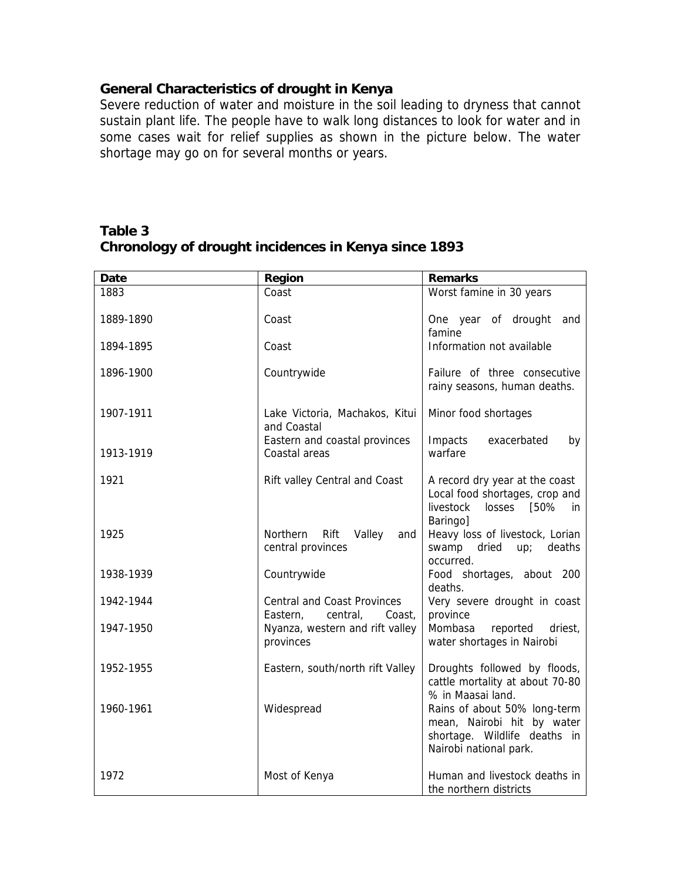### General Characteristics of drought in Kenya

Severe reduction of water and moisture in the soil leading to dryness that cannot sustain plant life. The people have to walk long distances to look for water and in some cases wait for relief supplies as shown in the picture below. The water shortage may go on for several months or years.

### Table 3
### Chronology of drought incidences in Kenya since 1893

| Date | Region | Remarks |
|---|---|---|
| 1883 | Coast | Worst famine in 30 years |
| 1889-1890 | Coast | One year of drought and famine |
| 1894-1895 | Coast | Information not available |
| 1896-1900 | Countrywide | Failure of three consecutive rainy seasons, human deaths. |
| 1907-1911 | Lake Victoria, Machakos, Kitui and Coastal | Minor food shortages |
| 1913-1919 | Eastern and coastal provinces Coastal areas | Impacts exacerbated by warfare |
| 1921 | Rift valley Central and Coast | A record dry year at the coast Local food shortages, crop and livestock losses [50% in Baringo] |
| 1925 | Northern Rift Valley and central provinces | Heavy loss of livestock, Lorian swamp dried up; deaths occurred. |
| 1938-1939 | Countrywide | Food shortages, about 200 deaths. |
| 1942-1944 | Central and Coast Provinces | Very severe drought in coast province |
| 1947-1950 | Eastern, central, Coast, Nyanza, western and rift valley provinces | Mombasa reported driest, water shortages in Nairobi |
| 1952-1955 | Eastern, south/north rift Valley | Droughts followed by floods, cattle mortality at about 70-80 % in Maasai land. |
| 1960-1961 | Widespread | Rains of about 50% long-term mean, Nairobi hit by water shortage. Wildlife deaths in Nairobi national park. |
| 1972 | Most of Kenya | Human and livestock deaths in the northern districts |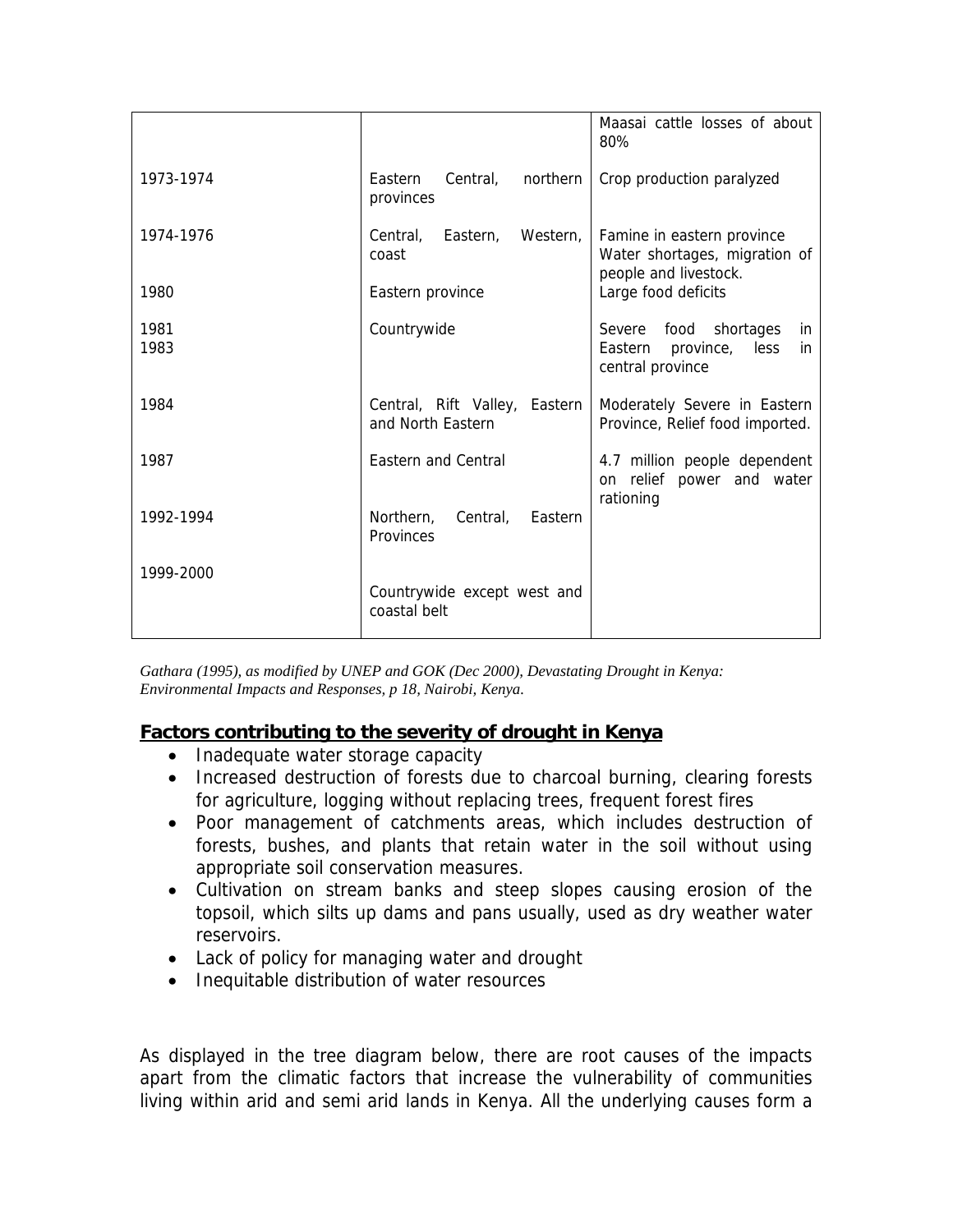| | | |
|---|---|---|
| | | Maasai cattle losses of about 80% |
| 1973-1974 | Eastern Central, northern provinces | Crop production paralyzed |
| 1974-1976 | Central, Eastern, Western, coast | Famine in eastern province Water shortages, migration of people and livestock. |
| 1980 | Eastern province | Large food deficits |
| 1981 1983 | Countrywide | Severe food shortages in Eastern province, less in central province |
| 1984 | Central, Rift Valley, Eastern and North Eastern | Moderately Severe in Eastern Province, Relief food imported. |
| 1987 | Eastern and Central | 4.7 million people dependent on relief power and water rationing |
| 1992-1994 | Northern, Central, Eastern Provinces | |
| 1999-2000 | Countrywide except west and coastal belt | |

*Gathara (1995), as modified by UNEP and GOK (Dec 2000), Devastating Drought in Kenya: Environmental Impacts and Responses, p 18, Nairobi, Kenya.*

**Factors contributing to the severity of drought in Kenya**

- Inadequate water storage capacity
- Increased destruction of forests due to charcoal burning, clearing forests for agriculture, logging without replacing trees, frequent forest fires
- Poor management of catchments areas, which includes destruction of forests, bushes, and plants that retain water in the soil without using appropriate soil conservation measures.
- Cultivation on stream banks and steep slopes causing erosion of the topsoil, which silts up dams and pans usually, used as dry weather water reservoirs.
- Lack of policy for managing water and drought
- Inequitable distribution of water resources

As displayed in the tree diagram below, there are root causes of the impacts apart from the climatic factors that increase the vulnerability of communities living within arid and semi arid lands in Kenya. All the underlying causes form a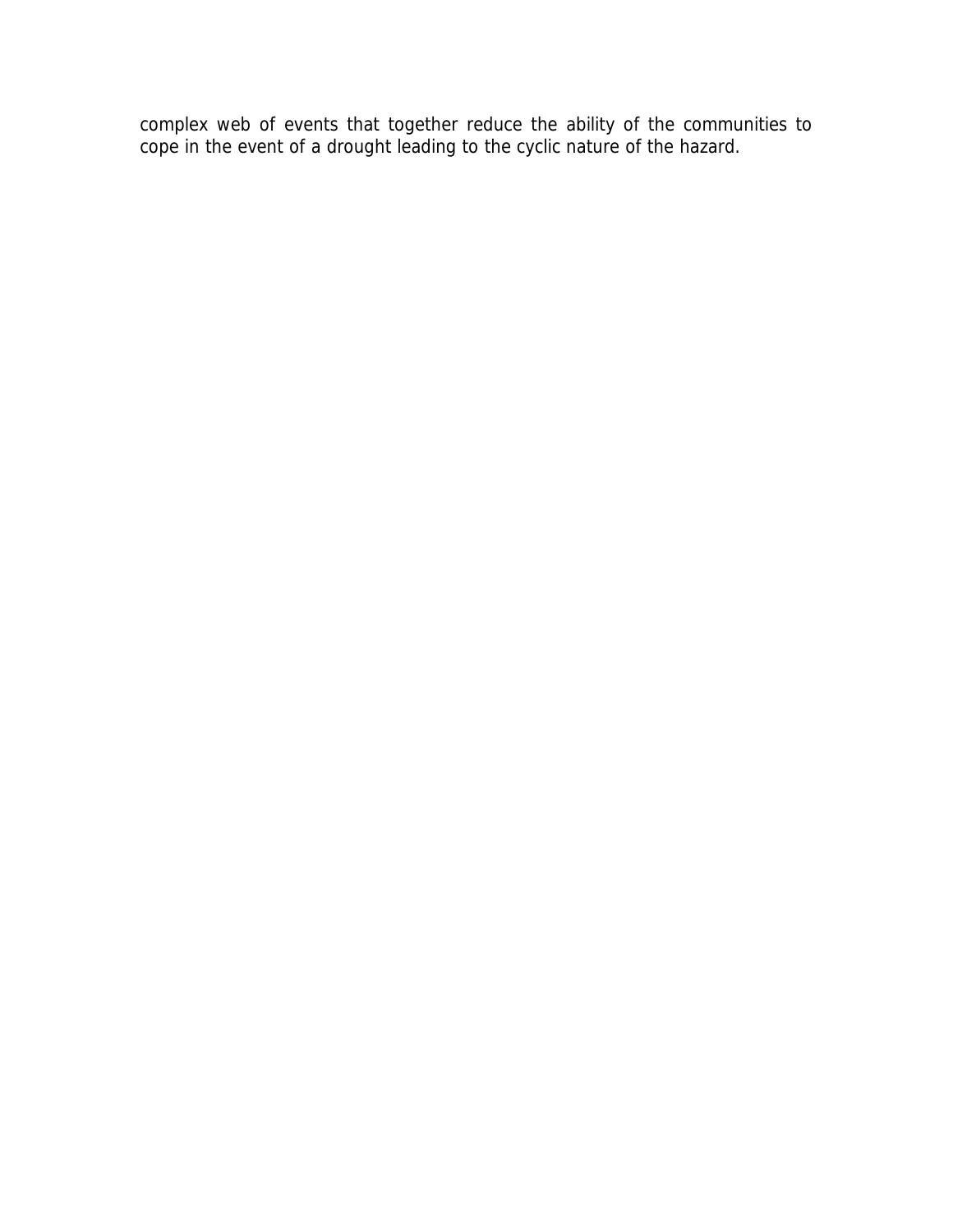complex web of events that together reduce the ability of the communities to cope in the event of a drought leading to the cyclic nature of the hazard.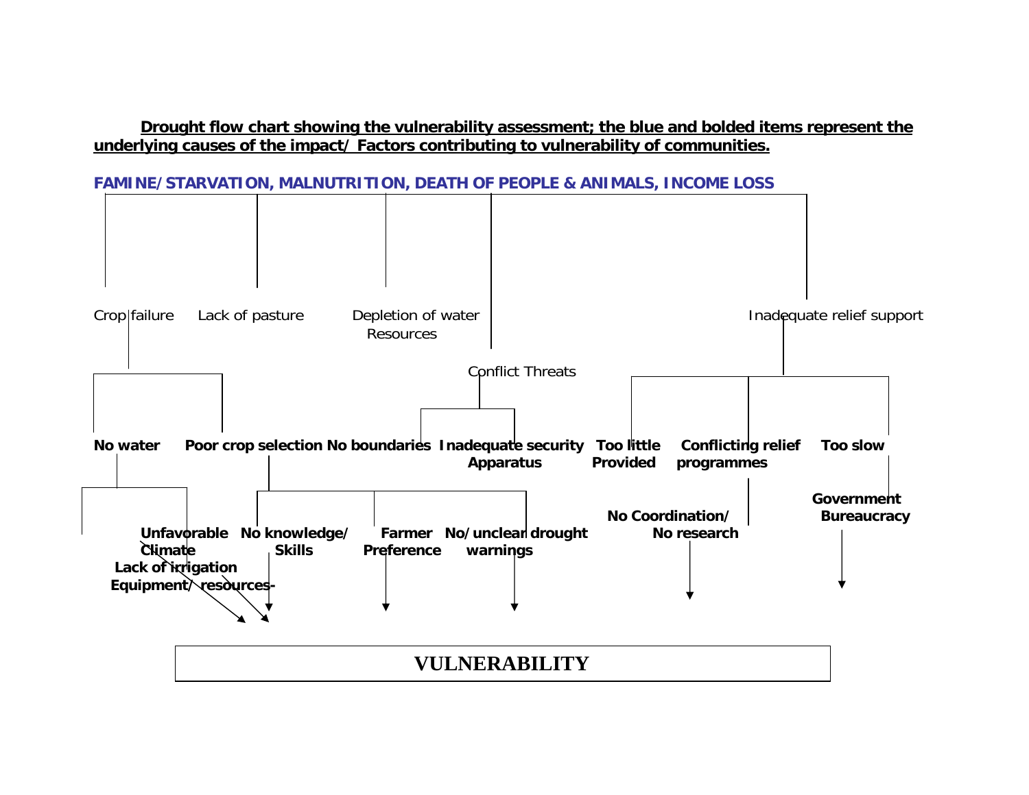**Drought flow chart showing the vulnerability assessment; the blue and bolded items represent the underlying causes of the impact/ Factors contributing to vulnerability of communities.**

**FAMINE/STARVATION, MALNUTRITION, DEATH OF PEOPLE & ANIMALS, INCOME LOSS**

Crop failure

Lack of pasture

Depletion of water Resources

Conflict Threats

Inadequate relief support

**No water**

**Poor crop selection**

**No boundaries**

**Inadequate security Apparatus**

**Too little Provided**

**Conflicting relief programmes**

**Too slow**

**Unfavorable Climate**

**Lack of irrigation Equipment/ resources-**

**No knowledge/ Skills**

**Farmer Preference**

**No/unclear drought warnings**

**No Coordination/ No research**

**Government Bureaucracy**

**VULNERABILITY**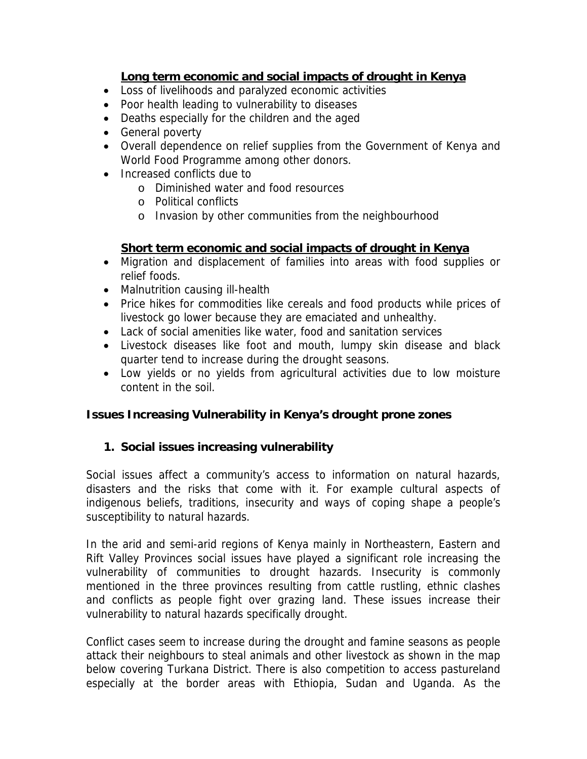### Long term economic and social impacts of drought in Kenya

- Loss of livelihoods and paralyzed economic activities
- Poor health leading to vulnerability to diseases
- Deaths especially for the children and the aged
- General poverty
- Overall dependence on relief supplies from the Government of Kenya and World Food Programme among other donors.
- Increased conflicts due to
    - Diminished water and food resources
    - Political conflicts
    - Invasion by other communities from the neighbourhood

### Short term economic and social impacts of drought in Kenya

- Migration and displacement of families into areas with food supplies or relief foods.
- Malnutrition causing ill-health
- Price hikes for commodities like cereals and food products while prices of livestock go lower because they are emaciated and unhealthy.
- Lack of social amenities like water, food and sanitation services
- Livestock diseases like foot and mouth, lumpy skin disease and black quarter tend to increase during the drought seasons.
- Low yields or no yields from agricultural activities due to low moisture content in the soil.

## Issues Increasing Vulnerability in Kenya's drought prone zones

### 1. Social issues increasing vulnerability

Social issues affect a community's access to information on natural hazards, disasters and the risks that come with it. For example cultural aspects of indigenous beliefs, traditions, insecurity and ways of coping shape a people's susceptibility to natural hazards.

In the arid and semi-arid regions of Kenya mainly in Northeastern, Eastern and Rift Valley Provinces social issues have played a significant role increasing the vulnerability of communities to drought hazards. Insecurity is commonly mentioned in the three provinces resulting from cattle rustling, ethnic clashes and conflicts as people fight over grazing land. These issues increase their vulnerability to natural hazards specifically drought.

Conflict cases seem to increase during the drought and famine seasons as people attack their neighbours to steal animals and other livestock as shown in the map below covering Turkana District. There is also competition to access pastureland especially at the border areas with Ethiopia, Sudan and Uganda. As the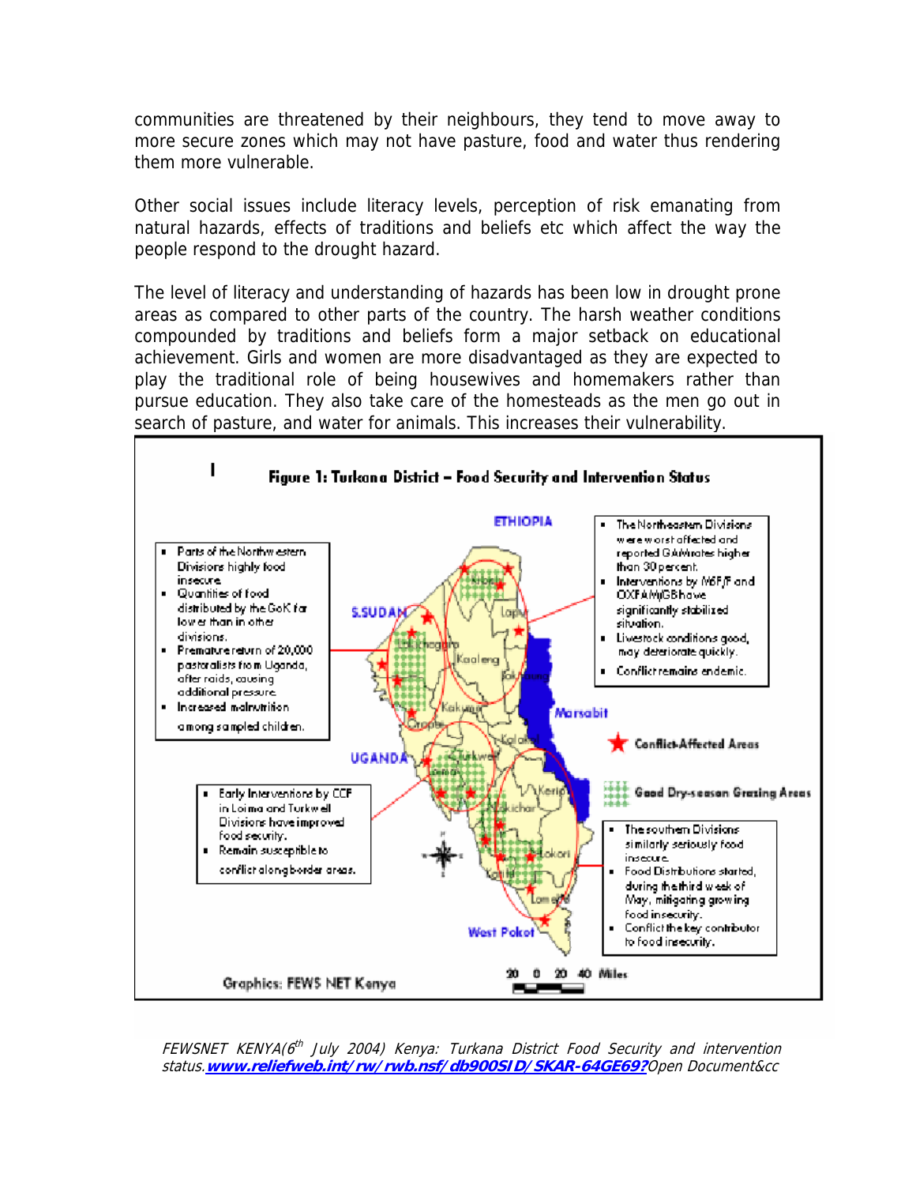communities are threatened by their neighbours, they tend to move away to more secure zones which may not have pasture, food and water thus rendering them more vulnerable.

Other social issues include literacy levels, perception of risk emanating from natural hazards, effects of traditions and beliefs etc which affect the way the people respond to the drought hazard.

The level of literacy and understanding of hazards has been low in drought prone areas as compared to other parts of the country. The harsh weather conditions compounded by traditions and beliefs form a major setback on educational achievement. Girls and women are more disadvantaged as they are expected to play the traditional role of being housewives and homemakers rather than pursue education. They also take care of the homesteads as the men go out in search of pasture, and water for animals. This increases their vulnerability.

**Figure 1: Turkana District – Food Security and Intervention Status**

- Parts of the Northwestern Divisions highly food insecure.
- Quantities of food distributed by the GoK far lower than in other divisions.
- Premature return of 20,000 pastoralists from Uganda, after raids, causing additional pressure.
- Increased malnutrition among sampled children.

- The Northeastern Divisions were worst affected and reported GAM rates higher than 30 percent.
- Interventions by MSF/F and OXFAM/GB have significantly stabilized situation.
- Livestock conditions good, may deteriorate quickly.
- Conflict remains endemic.

- Early Interventions by CCF in Loima and Turkwell Divisions have improved food security.
- Remain susceptible to conflict along border areas.

- The southern Divisions similarly seriously food insecure.
- Food Distributions started, during the third week of May, mitigating growing food insecurity.
- Conflict the key contributor to food insecurity.

Conflict-Affected Areas

Good Dry-season Grazing Areas

ETHIOPIA, S.SUDAN, UGANDA, Marsabit, West Pokot, Kaaleng, Kakuma, Oropoi, Turkwel, Loima, Kerio, Lokichar, Lokori, Katilu, Lomelo, Kalokol, Lapur, Lokitaung, Lokichoggio

20 0 20 40 Miles

Graphics: FEWS NET Kenya

*FEWSNET KENYA(6th July 2004) Kenya: Turkana District Food Security and intervention status.* **[www.reliefweb.int/rw/rwb.nsf/db900SID/SKAR-64GE69?](www.reliefweb.int/rw/rwb.nsf/db900SID/SKAR-64GE69?)** *Open Document&cc*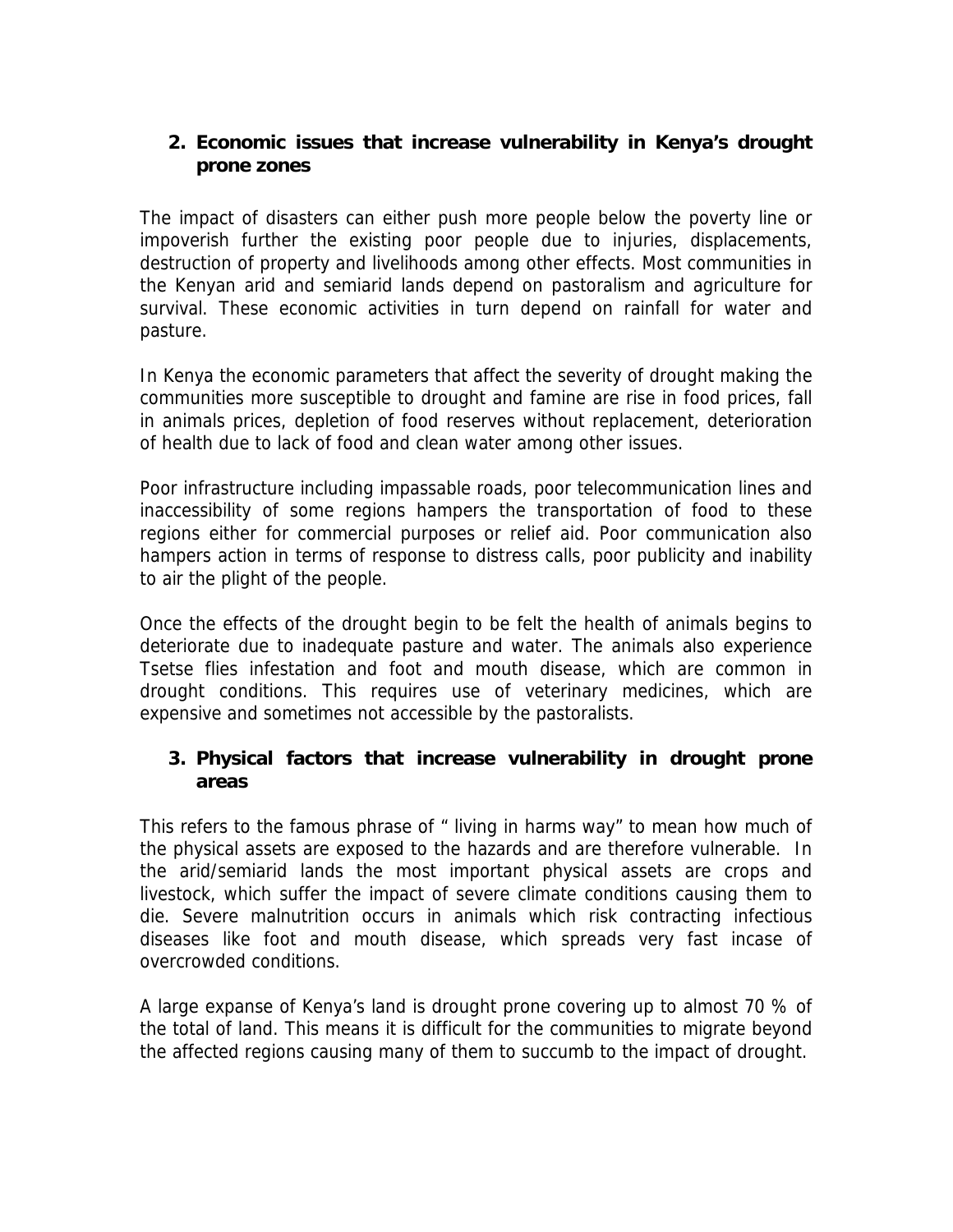## 2. Economic issues that increase vulnerability in Kenya's drought prone zones

The impact of disasters can either push more people below the poverty line or impoverish further the existing poor people due to injuries, displacements, destruction of property and livelihoods among other effects. Most communities in the Kenyan arid and semiarid lands depend on pastoralism and agriculture for survival. These economic activities in turn depend on rainfall for water and pasture.

In Kenya the economic parameters that affect the severity of drought making the communities more susceptible to drought and famine are rise in food prices, fall in animals prices, depletion of food reserves without replacement, deterioration of health due to lack of food and clean water among other issues.

Poor infrastructure including impassable roads, poor telecommunication lines and inaccessibility of some regions hampers the transportation of food to these regions either for commercial purposes or relief aid. Poor communication also hampers action in terms of response to distress calls, poor publicity and inability to air the plight of the people.

Once the effects of the drought begin to be felt the health of animals begins to deteriorate due to inadequate pasture and water. The animals also experience Tsetse flies infestation and foot and mouth disease, which are common in drought conditions. This requires use of veterinary medicines, which are expensive and sometimes not accessible by the pastoralists.

## 3. Physical factors that increase vulnerability in drought prone areas

This refers to the famous phrase of " living in harms way" to mean how much of the physical assets are exposed to the hazards and are therefore vulnerable. In the arid/semiarid lands the most important physical assets are crops and livestock, which suffer the impact of severe climate conditions causing them to die. Severe malnutrition occurs in animals which risk contracting infectious diseases like foot and mouth disease, which spreads very fast incase of overcrowded conditions.

A large expanse of Kenya's land is drought prone covering up to almost 70 % of the total of land. This means it is difficult for the communities to migrate beyond the affected regions causing many of them to succumb to the impact of drought.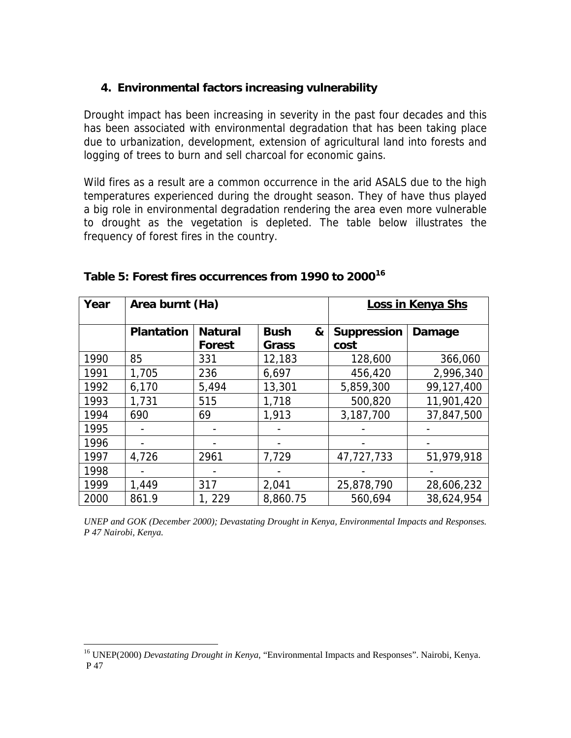## 4. Environmental factors increasing vulnerability

Drought impact has been increasing in severity in the past four decades and this has been associated with environmental degradation that has been taking place due to urbanization, development, extension of agricultural land into forests and logging of trees to burn and sell charcoal for economic gains.

Wild fires as a result are a common occurrence in the arid ASALS due to the high temperatures experienced during the drought season. They of have thus played a big role in environmental degradation rendering the area even more vulnerable to drought as the vegetation is depleted. The table below illustrates the frequency of forest fires in the country.

**Table 5: Forest fires occurrences from 1990 to 2000[16]**

| Year | Area burnt (Ha) | | | Loss in Kenya Shs | |
|---|---|---|---|---|---|
| | **Plantation** | **Natural Forest** | **Bush & Grass** | **Suppression cost** | **Damage** |
| 1990 | 85 | 331 | 12,183 | 128,600 | 366,060 |
| 1991 | 1,705 | 236 | 6,697 | 456,420 | 2,996,340 |
| 1992 | 6,170 | 5,494 | 13,301 | 5,859,300 | 99,127,400 |
| 1993 | 1,731 | 515 | 1,718 | 500,820 | 11,901,420 |
| 1994 | 690 | 69 | 1,913 | 3,187,700 | 37,847,500 |
| 1995 | - | - | - | - | - |
| 1996 | - | - | - | - | - |
| 1997 | 4,726 | 2961 | 7,729 | 47,727,733 | 51,979,918 |
| 1998 | - | - | - | - | - |
| 1999 | 1,449 | 317 | 2,041 | 25,878,790 | 28,606,232 |
| 2000 | 861.9 | 1, 229 | 8,860.75 | 560,694 | 38,624,954 |

*UNEP and GOK (December 2000); Devastating Drought in Kenya, Environmental Impacts and Responses. P 47 Nairobi, Kenya.*

---

[16] UNEP(2000) *Devastating Drought in Kenya*, "Environmental Impacts and Responses". Nairobi, Kenya. P 47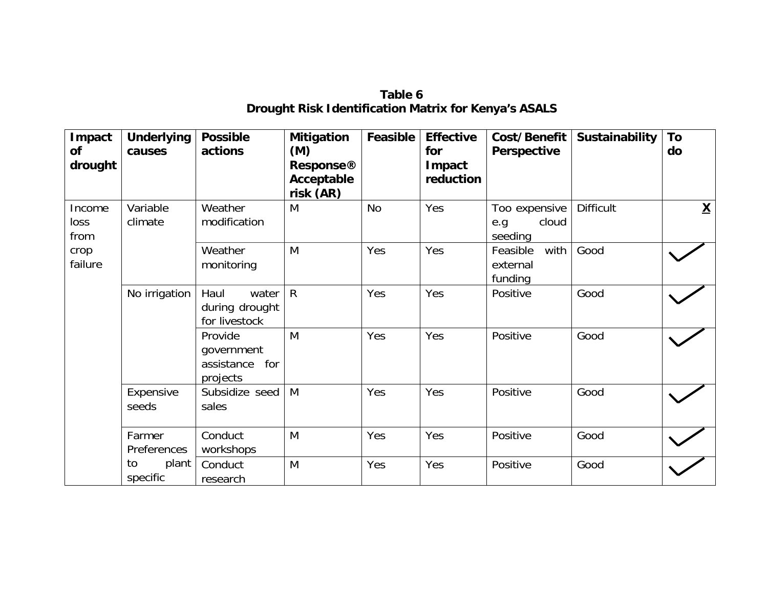**Table 6**
**Drought Risk Identification Matrix for Kenya's ASALS**

| Impact of drought | Underlying causes | Possible actions | Mitigation (M) Response® Acceptable risk (AR) | Feasible | Effective for Impact reduction | Cost/Benefit Perspective | Sustainability | To do |
|---|---|---|---|---|---|---|---|---|
| Income loss from crop failure | Variable climate | Weather modification | M | No | Yes | Too expensive e.g cloud seeding | Difficult | X |
| | | Weather monitoring | M | Yes | Yes | Feasible with external funding | Good | ✓ |
| | No irrigation | Haul water during drought for livestock | R | Yes | Yes | Positive | Good | ✓ |
| | | Provide government assistance for projects | M | Yes | Yes | Positive | Good | ✓ |
| | Expensive seeds | Subsidize seed sales | M | Yes | Yes | Positive | Good | ✓ |
| | Farmer Preferences to plant specific | Conduct workshops | M | Yes | Yes | Positive | Good | ✓ |
| | | Conduct research | M | Yes | Yes | Positive | Good | ✓ |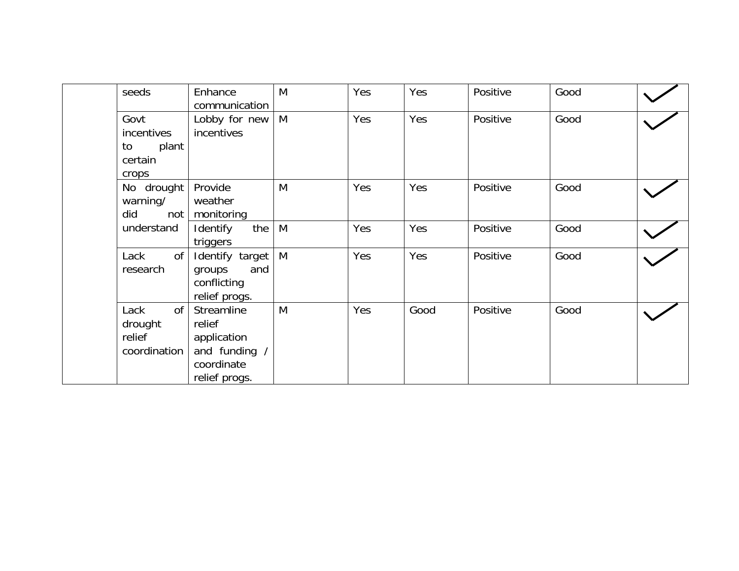| | | | | | | | | |
|---|---|---|---|---|---|---|---|---|
| | seeds | Enhance communication | M | Yes | Yes | Positive | Good | ✓ |
| | Govt incentives to plant certain crops | Lobby for new incentives | M | Yes | Yes | Positive | Good | ✓ |
| | No drought warning/ did not understand | Provide weather monitoring | M | Yes | Yes | Positive | Good | ✓ |
| | | Identify the triggers | M | Yes | Yes | Positive | Good | ✓ |
| | Lack of research | Identify target groups and conflicting relief progs. | M | Yes | Yes | Positive | Good | ✓ |
| | Lack of drought relief coordination | Streamline relief application and funding / coordinate relief progs. | M | Yes | Good | Positive | Good | ✓ |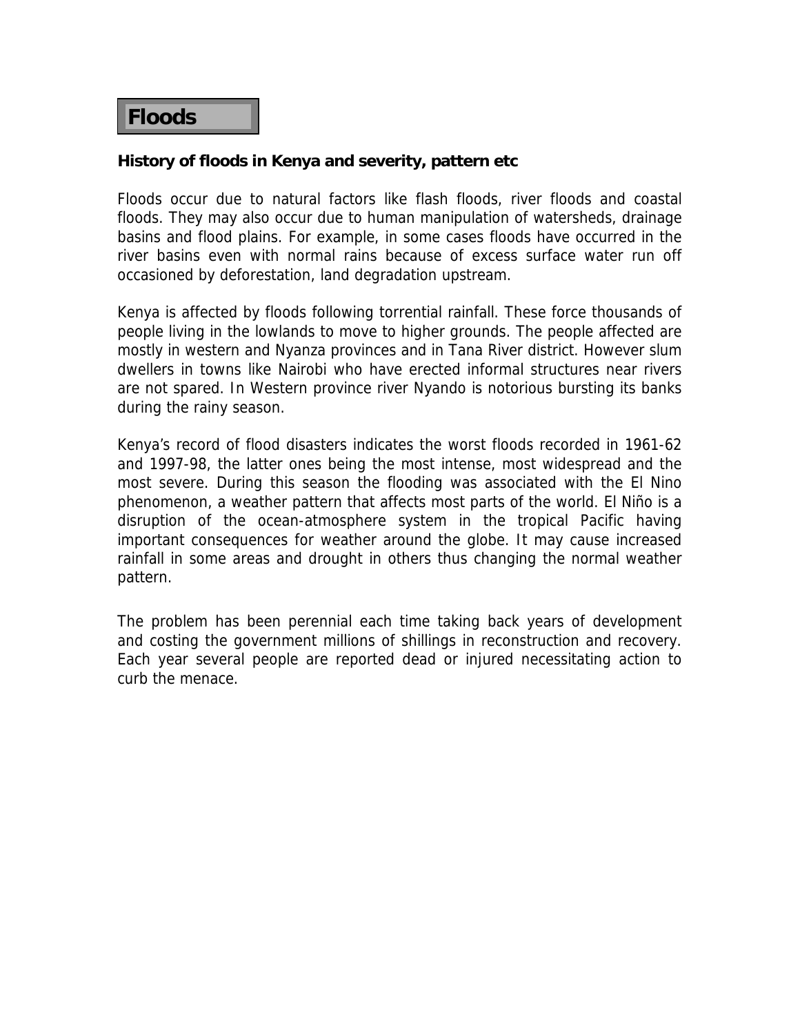# Floods

### History of floods in Kenya and severity, pattern etc

Floods occur due to natural factors like flash floods, river floods and coastal floods. They may also occur due to human manipulation of watersheds, drainage basins and flood plains. For example, in some cases floods have occurred in the river basins even with normal rains because of excess surface water run off occasioned by deforestation, land degradation upstream.

Kenya is affected by floods following torrential rainfall. These force thousands of people living in the lowlands to move to higher grounds. The people affected are mostly in western and Nyanza provinces and in Tana River district. However slum dwellers in towns like Nairobi who have erected informal structures near rivers are not spared. In Western province river Nyando is notorious bursting its banks during the rainy season.

Kenya's record of flood disasters indicates the worst floods recorded in 1961-62 and 1997-98, the latter ones being the most intense, most widespread and the most severe. During this season the flooding was associated with the El Nino phenomenon, a weather pattern that affects most parts of the world. El Niño is a disruption of the ocean-atmosphere system in the tropical Pacific having important consequences for weather around the globe. It may cause increased rainfall in some areas and drought in others thus changing the normal weather pattern.

The problem has been perennial each time taking back years of development and costing the government millions of shillings in reconstruction and recovery. Each year several people are reported dead or injured necessitating action to curb the menace.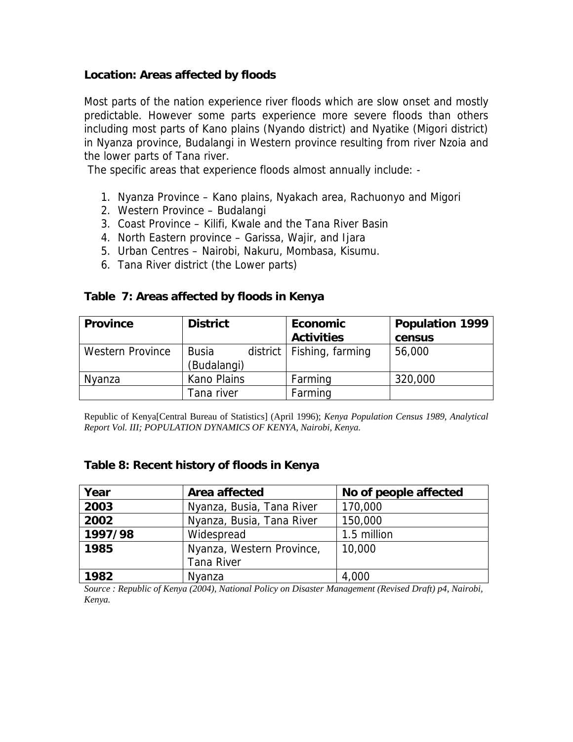### Location: Areas affected by floods

Most parts of the nation experience river floods which are slow onset and mostly predictable. However some parts experience more severe floods than others including most parts of Kano plains (Nyando district) and Nyatike (Migori district) in Nyanza province, Budalangi in Western province resulting from river Nzoia and the lower parts of Tana river.

The specific areas that experience floods almost annually include: -

1. Nyanza Province – Kano plains, Nyakach area, Rachuonyo and Migori
2. Western Province – Budalangi
3. Coast Province – Kilifi, Kwale and the Tana River Basin
4. North Eastern province – Garissa, Wajir, and Ijara
5. Urban Centres – Nairobi, Nakuru, Mombasa, Kisumu.
6. Tana River district (the Lower parts)

### Table 7: Areas affected by floods in Kenya

| Province | District | Economic Activities | Population 1999 census |
|---|---|---|---|
| Western Province | Busia district (Budalangi) | Fishing, farming | 56,000 |
| Nyanza | Kano Plains | Farming | 320,000 |
| | Tana river | Farming | |

Republic of Kenya[Central Bureau of Statistics] (April 1996); *Kenya Population Census 1989, Analytical Report Vol. III; POPULATION DYNAMICS OF KENYA, Nairobi, Kenya.*

### Table 8: Recent history of floods in Kenya

| Year | Area affected | No of people affected |
|---|---|---|
| **2003** | Nyanza, Busia, Tana River | 170,000 |
| **2002** | Nyanza, Busia, Tana River | 150,000 |
| **1997/98** | Widespread | 1.5 million |
| **1985** | Nyanza, Western Province, Tana River | 10,000 |
| **1982** | Nyanza | 4,000 |

*Source : Republic of Kenya (2004), National Policy on Disaster Management (Revised Draft) p4, Nairobi, Kenya.*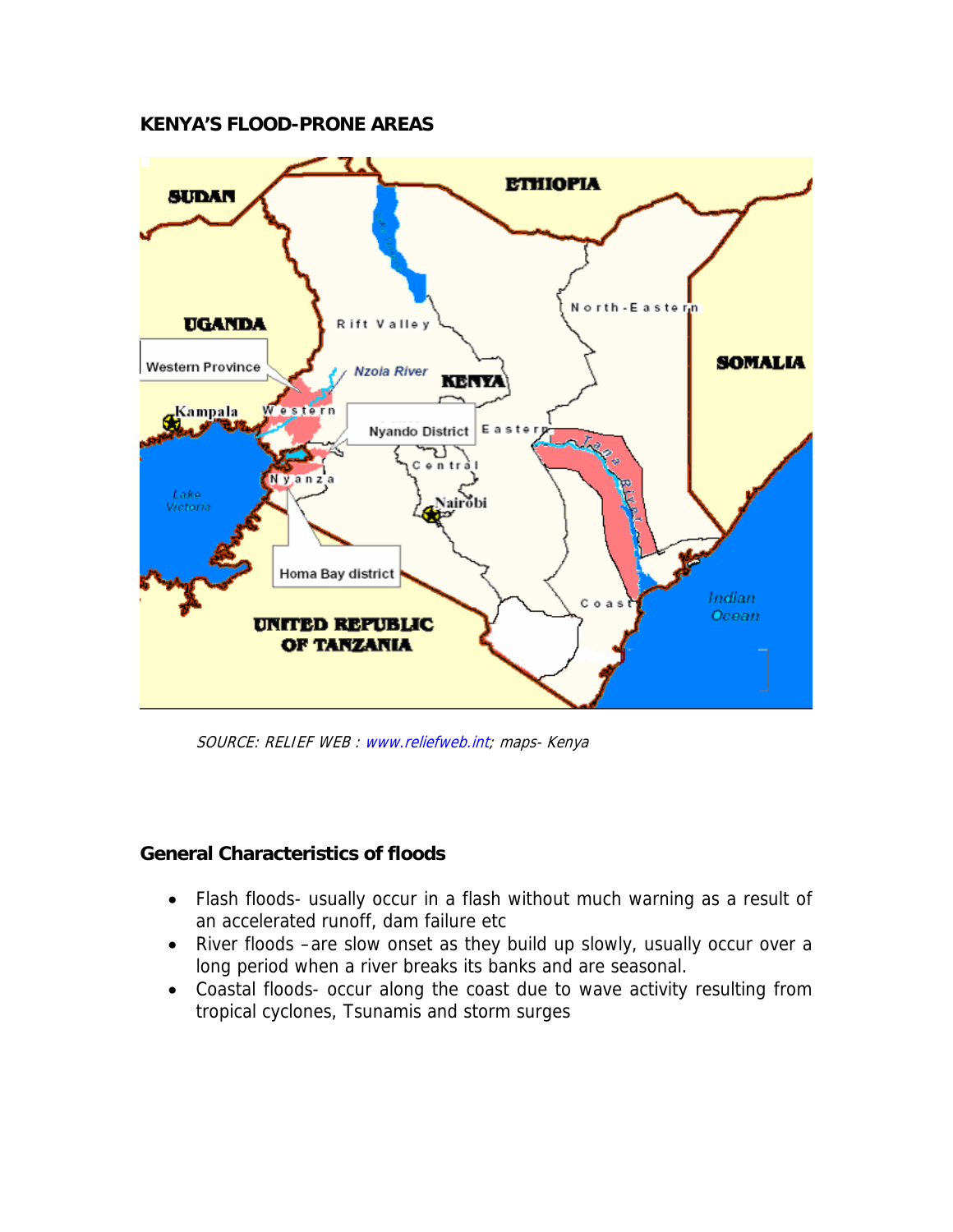**KENYA'S FLOOD-PRONE AREAS**

*SOURCE: RELIEF WEB : www.reliefweb.int; maps- Kenya*

**General Characteristics of floods**

- Flash floods- usually occur in a flash without much warning as a result of an accelerated runoff, dam failure etc
- River floods –are slow onset as they build up slowly, usually occur over a long period when a river breaks its banks and are seasonal.
- Coastal floods- occur along the coast due to wave activity resulting from tropical cyclones, Tsunamis and storm surges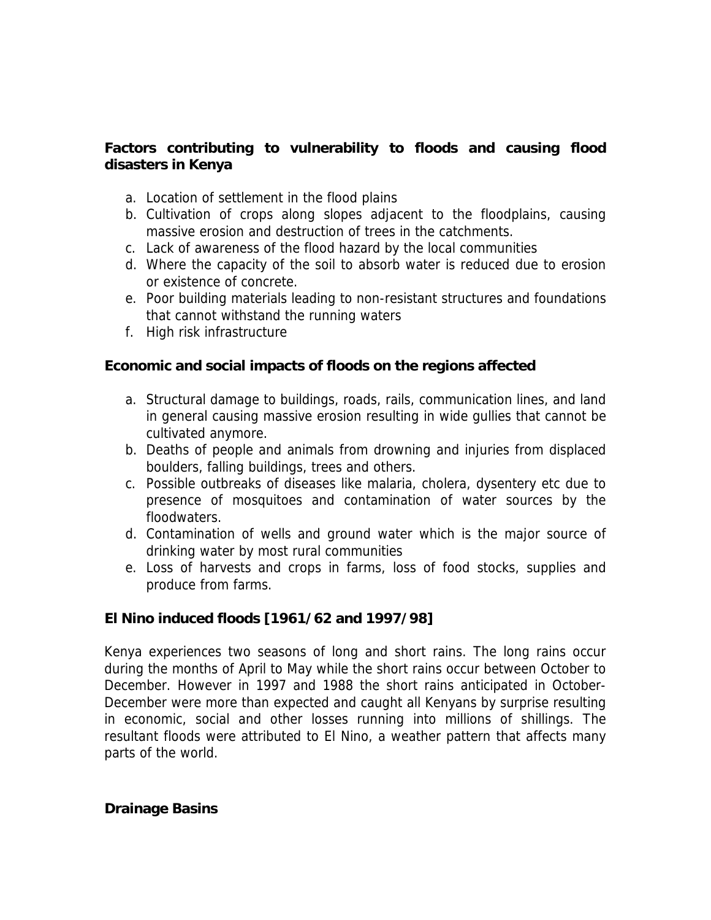**Factors contributing to vulnerability to floods and causing flood disasters in Kenya**

a. Location of settlement in the flood plains
b. Cultivation of crops along slopes adjacent to the floodplains, causing massive erosion and destruction of trees in the catchments.
c. Lack of awareness of the flood hazard by the local communities
d. Where the capacity of the soil to absorb water is reduced due to erosion or existence of concrete.
e. Poor building materials leading to non-resistant structures and foundations that cannot withstand the running waters
f. High risk infrastructure

**Economic and social impacts of floods on the regions affected**

a. Structural damage to buildings, roads, rails, communication lines, and land in general causing massive erosion resulting in wide gullies that cannot be cultivated anymore.
b. Deaths of people and animals from drowning and injuries from displaced boulders, falling buildings, trees and others.
c. Possible outbreaks of diseases like malaria, cholera, dysentery etc due to presence of mosquitoes and contamination of water sources by the floodwaters.
d. Contamination of wells and ground water which is the major source of drinking water by most rural communities
e. Loss of harvests and crops in farms, loss of food stocks, supplies and produce from farms.

**El Nino induced floods [1961/62 and 1997/98]**

Kenya experiences two seasons of long and short rains. The long rains occur during the months of April to May while the short rains occur between October to December. However in 1997 and 1988 the short rains anticipated in October-December were more than expected and caught all Kenyans by surprise resulting in economic, social and other losses running into millions of shillings. The resultant floods were attributed to El Nino, a weather pattern that affects many parts of the world.

**Drainage Basins**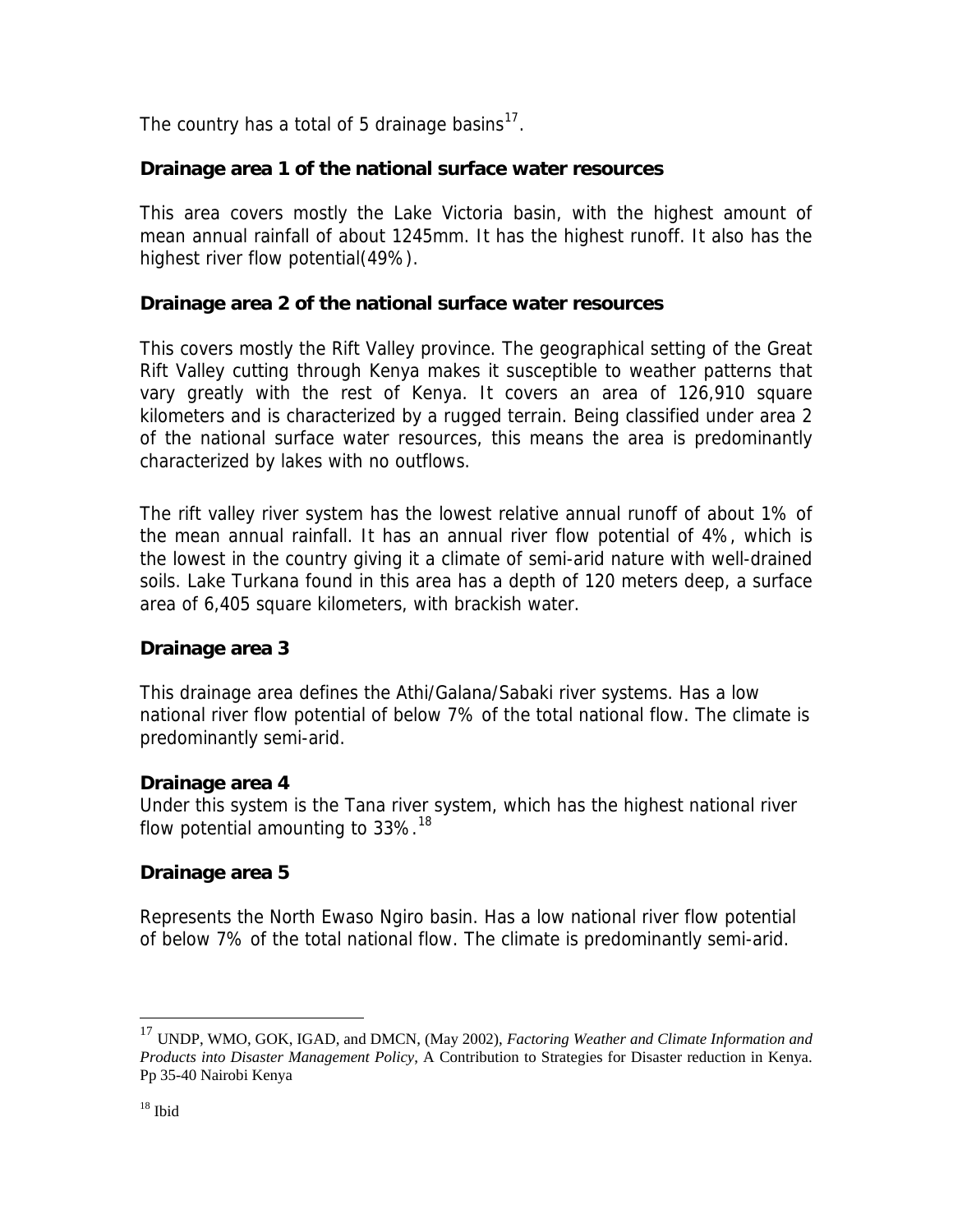The country has a total of 5 drainage basins[17].

### Drainage area 1 of the national surface water resources

This area covers mostly the Lake Victoria basin, with the highest amount of mean annual rainfall of about 1245mm. It has the highest runoff. It also has the highest river flow potential(49%).

### Drainage area 2 of the national surface water resources

This covers mostly the Rift Valley province. The geographical setting of the Great Rift Valley cutting through Kenya makes it susceptible to weather patterns that vary greatly with the rest of Kenya. It covers an area of 126,910 square kilometers and is characterized by a rugged terrain. Being classified under area 2 of the national surface water resources, this means the area is predominantly characterized by lakes with no outflows.

The rift valley river system has the lowest relative annual runoff of about 1% of the mean annual rainfall. It has an annual river flow potential of 4%, which is the lowest in the country giving it a climate of semi-arid nature with well-drained soils. Lake Turkana found in this area has a depth of 120 meters deep, a surface area of 6,405 square kilometers, with brackish water.

### Drainage area 3

This drainage area defines the Athi/Galana/Sabaki river systems. Has a low national river flow potential of below 7% of the total national flow. The climate is predominantly semi-arid.

### Drainage area 4

Under this system is the Tana river system, which has the highest national river flow potential amounting to 33%.[18]

### Drainage area 5

Represents the North Ewaso Ngiro basin. Has a low national river flow potential of below 7% of the total national flow. The climate is predominantly semi-arid.

---

[17] UNDP, WMO, GOK, IGAD, and DMCN, (May 2002), *Factoring Weather and Climate Information and Products into Disaster Management Policy*, A Contribution to Strategies for Disaster reduction in Kenya. Pp 35-40 Nairobi Kenya

[18] Ibid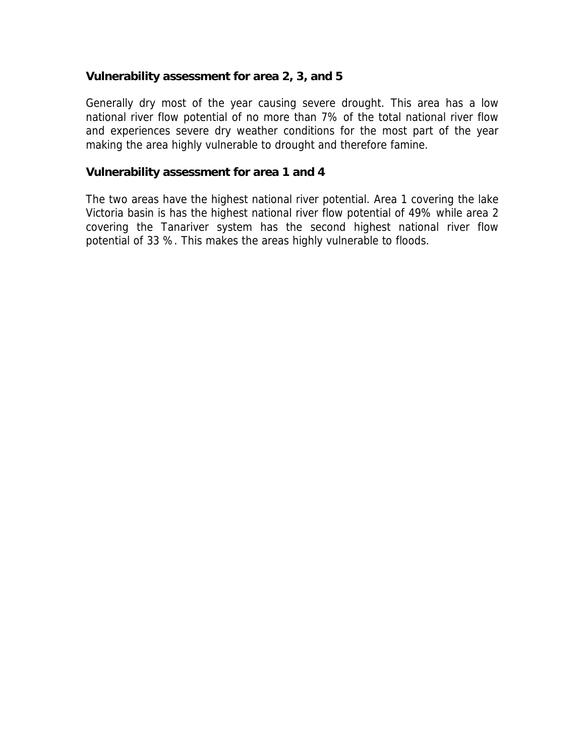### Vulnerability assessment for area 2, 3, and 5

Generally dry most of the year causing severe drought. This area has a low national river flow potential of no more than 7% of the total national river flow and experiences severe dry weather conditions for the most part of the year making the area highly vulnerable to drought and therefore famine.

### Vulnerability assessment for area 1 and 4

The two areas have the highest national river potential. Area 1 covering the lake Victoria basin is has the highest national river flow potential of 49% while area 2 covering the Tanariver system has the second highest national river flow potential of 33 %. This makes the areas highly vulnerable to floods.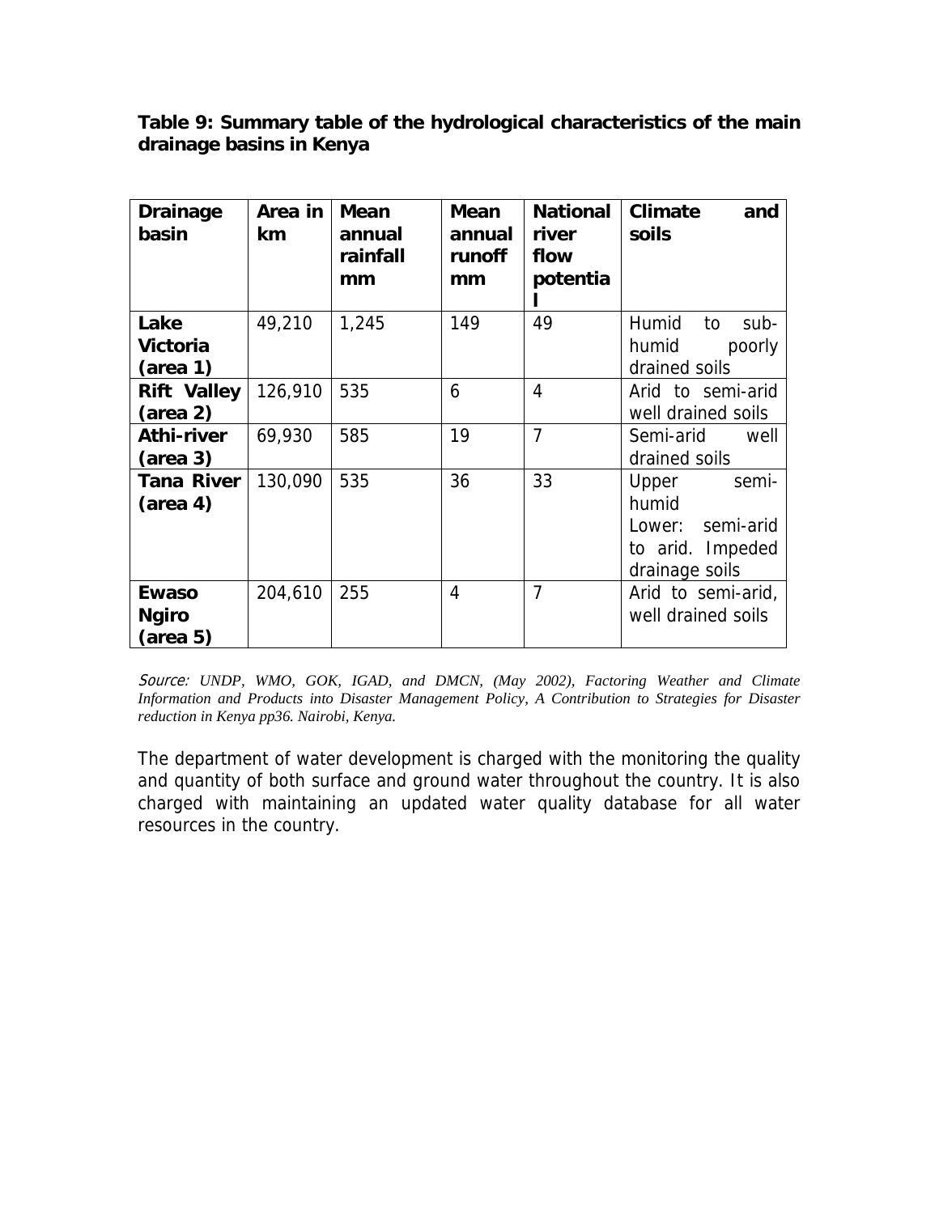**Table 9: Summary table of the hydrological characteristics of the main drainage basins in Kenya**

| Drainage basin | Area in km | Mean annual rainfall mm | Mean annual runoff mm | National river flow potential | Climate and soils |
|---|---|---|---|---|---|
| **Lake Victoria (area 1)** | 49,210 | 1,245 | 149 | 49 | Humid to sub-humid poorly drained soils |
| **Rift Valley (area 2)** | 126,910 | 535 | 6 | 4 | Arid to semi-arid well drained soils |
| **Athi-river (area 3)** | 69,930 | 585 | 19 | 7 | Semi-arid well drained soils |
| **Tana River (area 4)** | 130,090 | 535 | 36 | 33 | Upper semi-humid Lower: semi-arid to arid. Impeded drainage soils |
| **Ewaso Ngiro (area 5)** | 204,610 | 255 | 4 | 7 | Arid to semi-arid, well drained soils |

*Source: UNDP, WMO, GOK, IGAD, and DMCN, (May 2002), Factoring Weather and Climate Information and Products into Disaster Management Policy, A Contribution to Strategies for Disaster reduction in Kenya pp36. Nairobi, Kenya.*

The department of water development is charged with the monitoring the quality and quantity of both surface and ground water throughout the country. It is also charged with maintaining an updated water quality database for all water resources in the country.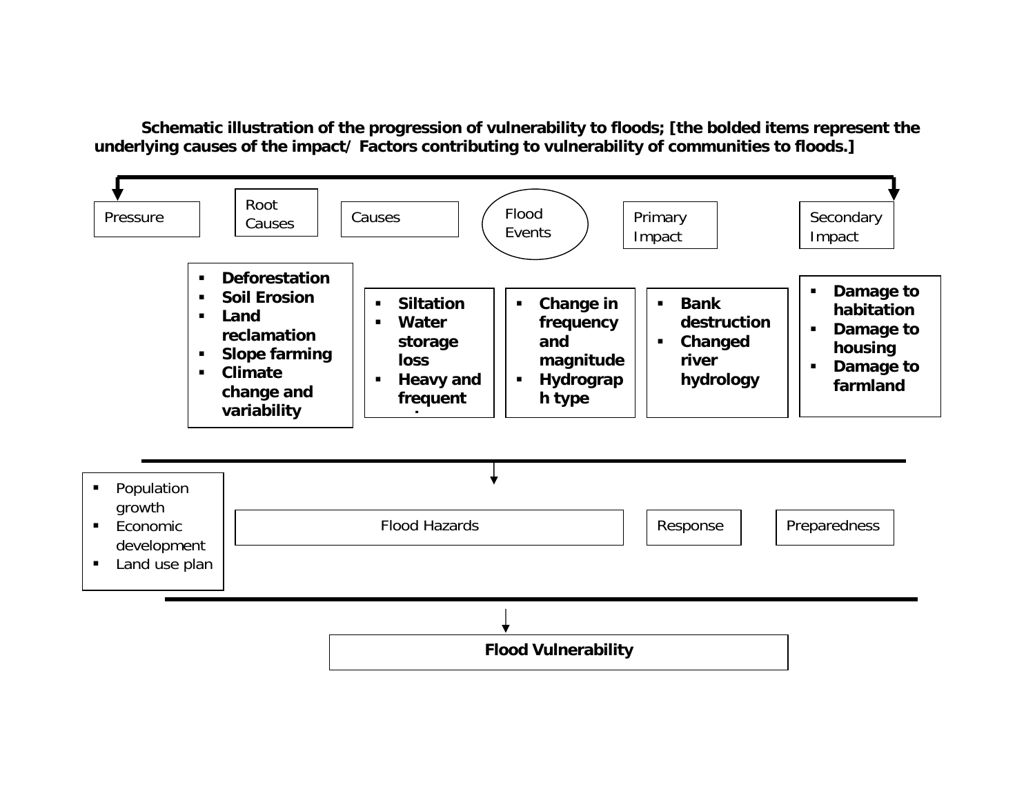**Schematic illustration of the progression of vulnerability to floods; [the bolded items represent the underlying causes of the impact/ Factors contributing to vulnerability of communities to floods.]**

Pressure | Root Causes | Causes | Flood Events | Primary Impact | Secondary Impact

**Root Causes:**

- **Deforestation**
- **Soil Erosion**
- **Land reclamation**
- **Slope farming**
- **Climate change and variability**

**Causes:**

- **Siltation**
- **Water storage loss**
- **Heavy and frequent**

**Flood Events:**

- **Change in frequency and magnitude**
- **Hydrograph type**

**Primary Impact:**

- **Bank destruction**
- **Changed river hydrology**

**Secondary Impact:**

- **Damage to habitation**
- **Damage to housing**
- **Damage to farmland**

Pressure:

- Population growth
- Economic development
- Land use plan

Flood Hazards | Response | Preparedness

**Flood Vulnerability**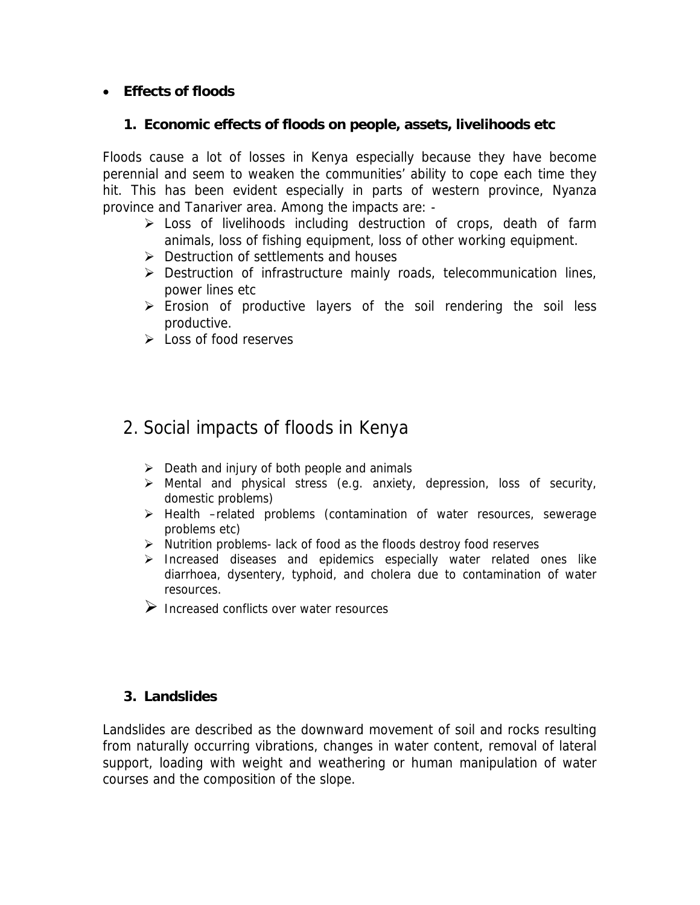- **Effects of floods**

### 1. Economic effects of floods on people, assets, livelihoods etc

Floods cause a lot of losses in Kenya especially because they have become perennial and seem to weaken the communities' ability to cope each time they hit. This has been evident especially in parts of western province, Nyanza province and Tanariver area. Among the impacts are: -

- Loss of livelihoods including destruction of crops, death of farm animals, loss of fishing equipment, loss of other working equipment.
- Destruction of settlements and houses
- Destruction of infrastructure mainly roads, telecommunication lines, power lines etc
- Erosion of productive layers of the soil rendering the soil less productive.
- Loss of food reserves

## 2. Social impacts of floods in Kenya

- Death and injury of both people and animals
- Mental and physical stress (e.g. anxiety, depression, loss of security, domestic problems)
- Health –related problems (contamination of water resources, sewerage problems etc)
- Nutrition problems- lack of food as the floods destroy food reserves
- Increased diseases and epidemics especially water related ones like diarrhoea, dysentery, typhoid, and cholera due to contamination of water resources.
- Increased conflicts over water resources

### 3. Landslides

Landslides are described as the downward movement of soil and rocks resulting from naturally occurring vibrations, changes in water content, removal of lateral support, loading with weight and weathering or human manipulation of water courses and the composition of the slope.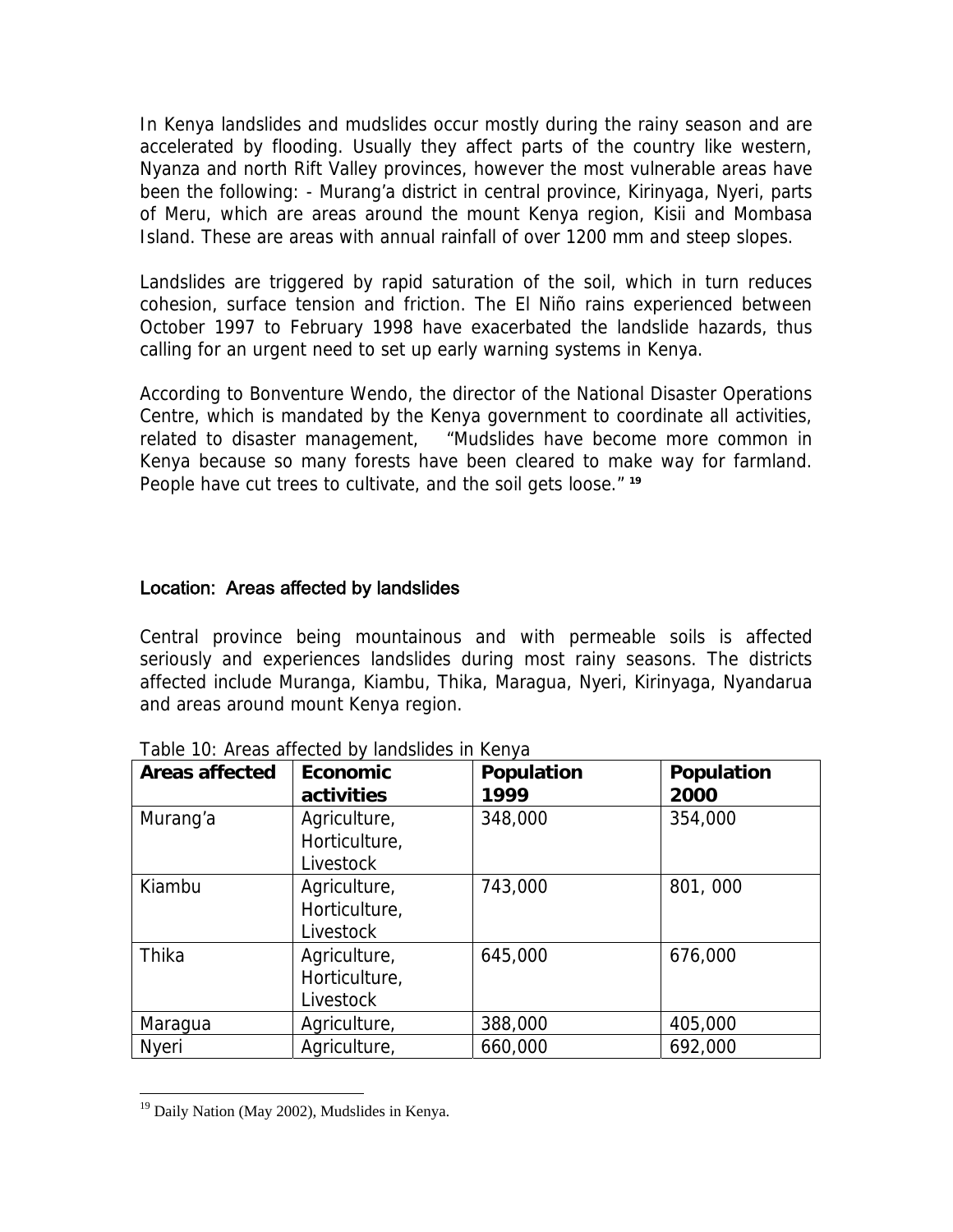In Kenya landslides and mudslides occur mostly during the rainy season and are accelerated by flooding. Usually they affect parts of the country like western, Nyanza and north Rift Valley provinces, however the most vulnerable areas have been the following: - Murang'a district in central province, Kirinyaga, Nyeri, parts of Meru, which are areas around the mount Kenya region, Kisii and Mombasa Island. These are areas with annual rainfall of over 1200 mm and steep slopes.

Landslides are triggered by rapid saturation of the soil, which in turn reduces cohesion, surface tension and friction. The El Niño rains experienced between October 1997 to February 1998 have exacerbated the landslide hazards, thus calling for an urgent need to set up early warning systems in Kenya.

According to Bonventure Wendo, the director of the National Disaster Operations Centre, which is mandated by the Kenya government to coordinate all activities, related to disaster management, "Mudslides have become more common in Kenya because so many forests have been cleared to make way for farmland. People have cut trees to cultivate, and the soil gets loose." [19]

## Location: Areas affected by landslides

Central province being mountainous and with permeable soils is affected seriously and experiences landslides during most rainy seasons. The districts affected include Muranga, Kiambu, Thika, Maragua, Nyeri, Kirinyaga, Nyandarua and areas around mount Kenya region.

Table 10: Areas affected by landslides in Kenya

| Areas affected | Economic activities | Population 1999 | Population 2000 |
|---|---|---|---|
| Murang'a | Agriculture, Horticulture, Livestock | 348,000 | 354,000 |
| Kiambu | Agriculture, Horticulture, Livestock | 743,000 | 801, 000 |
| Thika | Agriculture, Horticulture, Livestock | 645,000 | 676,000 |
| Maragua | Agriculture, | 388,000 | 405,000 |
| Nyeri | Agriculture, | 660,000 | 692,000 |

[19] Daily Nation (May 2002), Mudslides in Kenya.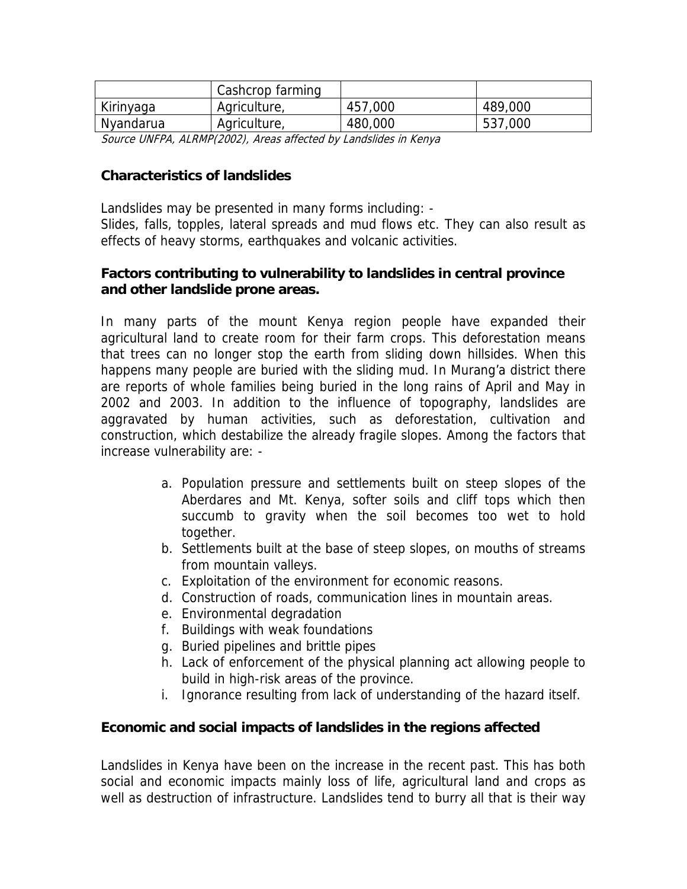|  | Cashcrop farming |  |  |
|---|---|---|---|
| Kirinyaga | Agriculture, | 457,000 | 489,000 |
| Nyandarua | Agriculture, | 480,000 | 537,000 |

*Source UNFPA, ALRMP(2002), Areas affected by Landslides in Kenya*

### Characteristics of landslides

Landslides may be presented in many forms including: -
Slides, falls, topples, lateral spreads and mud flows etc. They can also result as effects of heavy storms, earthquakes and volcanic activities.

### Factors contributing to vulnerability to landslides in central province and other landslide prone areas.

In many parts of the mount Kenya region people have expanded their agricultural land to create room for their farm crops. This deforestation means that trees can no longer stop the earth from sliding down hillsides. When this happens many people are buried with the sliding mud. In Murang'a district there are reports of whole families being buried in the long rains of April and May in 2002 and 2003. In addition to the influence of topography, landslides are aggravated by human activities, such as deforestation, cultivation and construction, which destabilize the already fragile slopes. Among the factors that increase vulnerability are: -

a. Population pressure and settlements built on steep slopes of the Aberdares and Mt. Kenya, softer soils and cliff tops which then succumb to gravity when the soil becomes too wet to hold together.
b. Settlements built at the base of steep slopes, on mouths of streams from mountain valleys.
c. Exploitation of the environment for economic reasons.
d. Construction of roads, communication lines in mountain areas.
e. Environmental degradation
f. Buildings with weak foundations
g. Buried pipelines and brittle pipes
h. Lack of enforcement of the physical planning act allowing people to build in high-risk areas of the province.
i. Ignorance resulting from lack of understanding of the hazard itself.

### Economic and social impacts of landslides in the regions affected

Landslides in Kenya have been on the increase in the recent past. This has both social and economic impacts mainly loss of life, agricultural land and crops as well as destruction of infrastructure. Landslides tend to burry all that is their way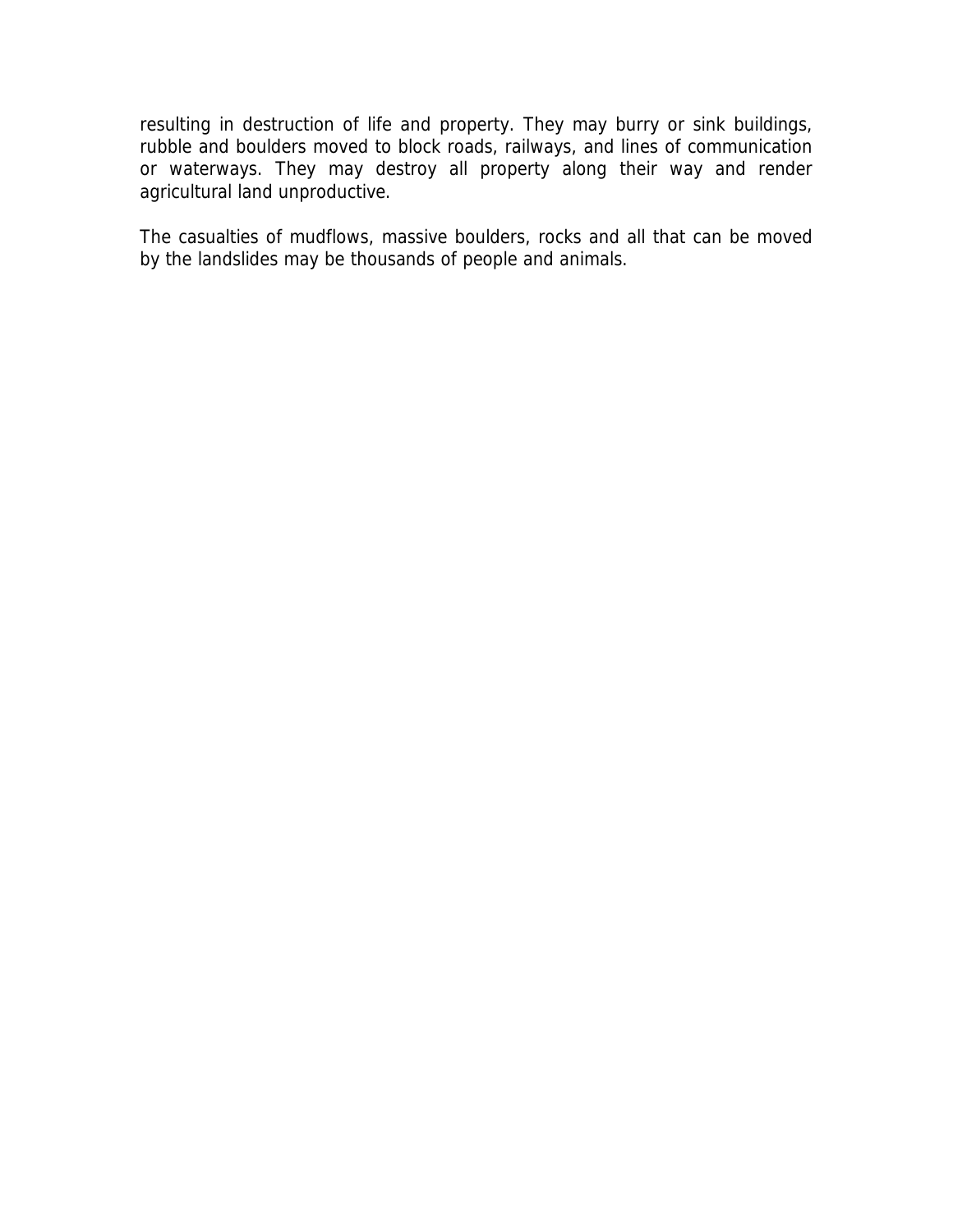resulting in destruction of life and property. They may burry or sink buildings, rubble and boulders moved to block roads, railways, and lines of communication or waterways. They may destroy all property along their way and render agricultural land unproductive.

The casualties of mudflows, massive boulders, rocks and all that can be moved by the landslides may be thousands of people and animals.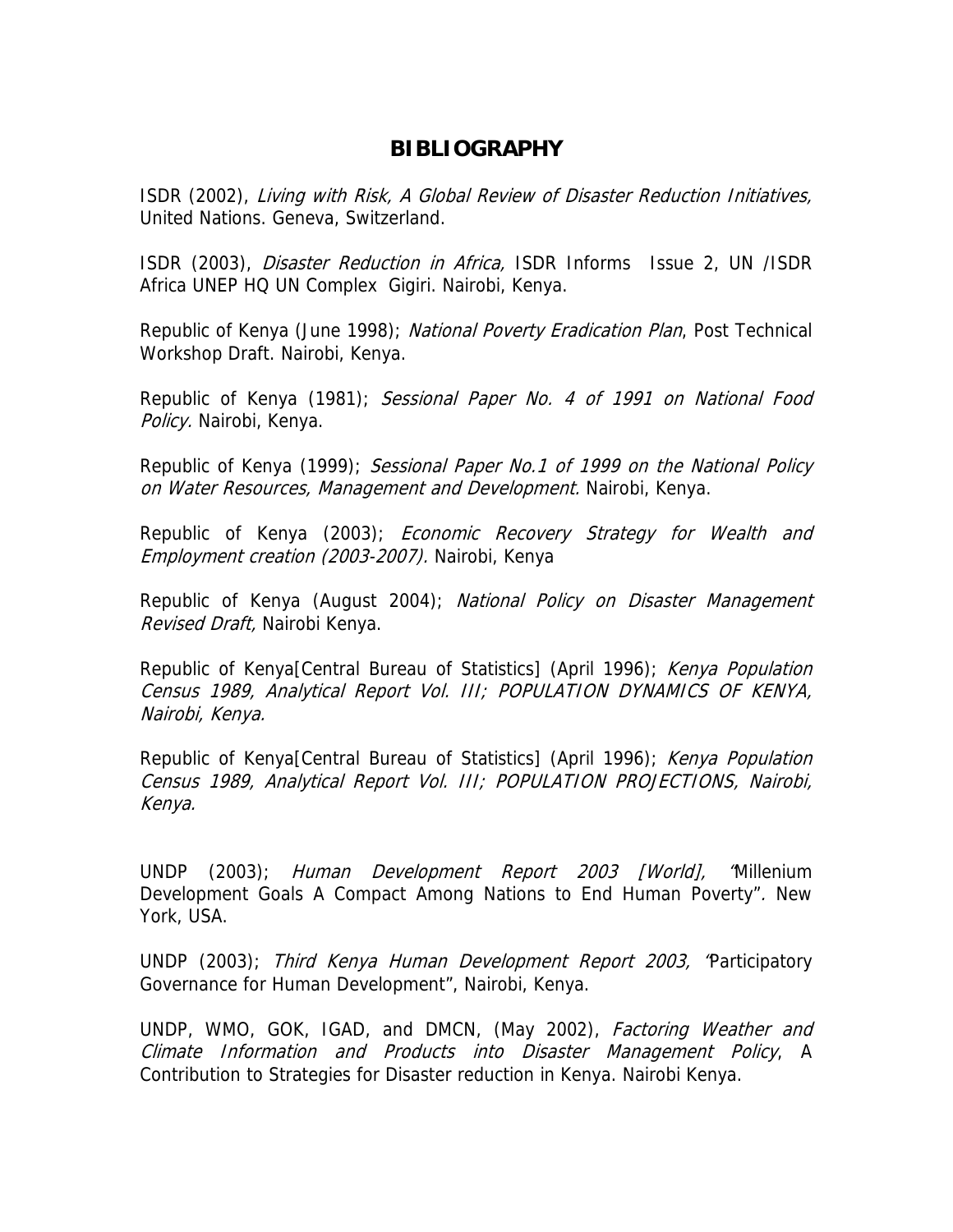# BIBLIOGRAPHY

ISDR (2002), *Living with Risk, A Global Review of Disaster Reduction Initiatives,* United Nations. Geneva, Switzerland.

ISDR (2003), *Disaster Reduction in Africa,* ISDR Informs Issue 2, UN /ISDR Africa UNEP HQ UN Complex Gigiri. Nairobi, Kenya.

Republic of Kenya (June 1998); *National Poverty Eradication Plan*, Post Technical Workshop Draft. Nairobi, Kenya.

Republic of Kenya (1981); *Sessional Paper No. 4 of 1991 on National Food Policy.* Nairobi, Kenya.

Republic of Kenya (1999); *Sessional Paper No.1 of 1999 on the National Policy on Water Resources, Management and Development.* Nairobi, Kenya.

Republic of Kenya (2003); *Economic Recovery Strategy for Wealth and Employment creation (2003-2007).* Nairobi, Kenya

Republic of Kenya (August 2004); *National Policy on Disaster Management Revised Draft,* Nairobi Kenya.

Republic of Kenya[Central Bureau of Statistics] (April 1996); *Kenya Population Census 1989, Analytical Report Vol. III; POPULATION DYNAMICS OF KENYA, Nairobi, Kenya.*

Republic of Kenya[Central Bureau of Statistics] (April 1996); *Kenya Population Census 1989, Analytical Report Vol. III; POPULATION PROJECTIONS, Nairobi, Kenya.*

UNDP (2003); *Human Development Report 2003 [World],* "Millenium Development Goals A Compact Among Nations to End Human Poverty". New York, USA.

UNDP (2003); *Third Kenya Human Development Report 2003,* "Participatory Governance for Human Development", Nairobi, Kenya.

UNDP, WMO, GOK, IGAD, and DMCN, (May 2002), *Factoring Weather and Climate Information and Products into Disaster Management Policy*, A Contribution to Strategies for Disaster reduction in Kenya. Nairobi Kenya.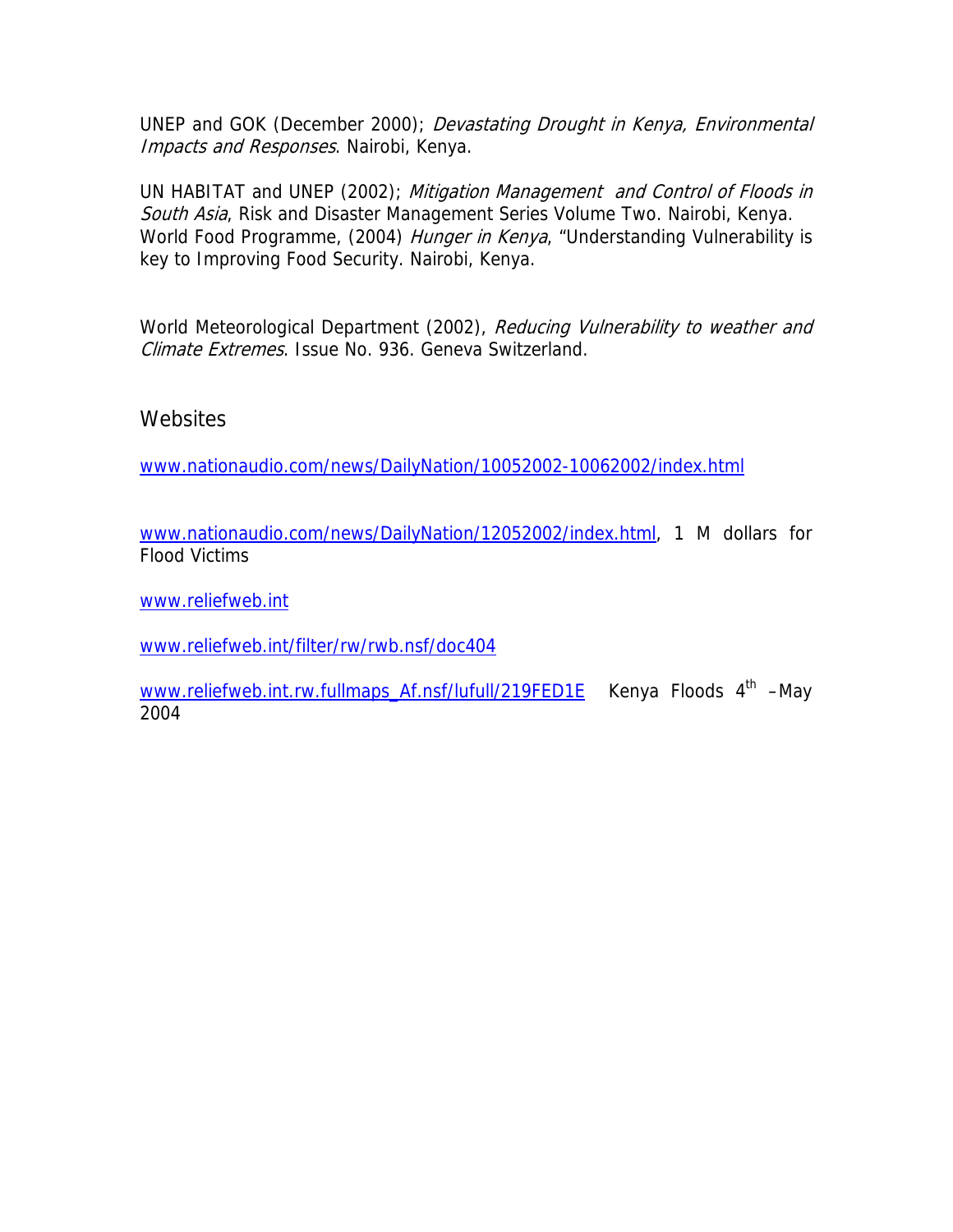UNEP and GOK (December 2000); *Devastating Drought in Kenya, Environmental Impacts and Responses*. Nairobi, Kenya.

UN HABITAT and UNEP (2002); *Mitigation Management and Control of Floods in South Asia*, Risk and Disaster Management Series Volume Two. Nairobi, Kenya.
World Food Programme, (2004) *Hunger in Kenya*, "Understanding Vulnerability is key to Improving Food Security. Nairobi, Kenya.

World Meteorological Department (2002), *Reducing Vulnerability to weather and Climate Extremes*. Issue No. 936. Geneva Switzerland.

## Websites

www.nationaudio.com/news/DailyNation/10052002-10062002/index.html

www.nationaudio.com/news/DailyNation/12052002/index.html, 1 M dollars for Flood Victims

www.reliefweb.int

www.reliefweb.int/filter/rw/rwb.nsf/doc404

www.reliefweb.int.rw.fullmaps_Af.nsf/lufull/219FED1E Kenya Floods 4th –May 2004